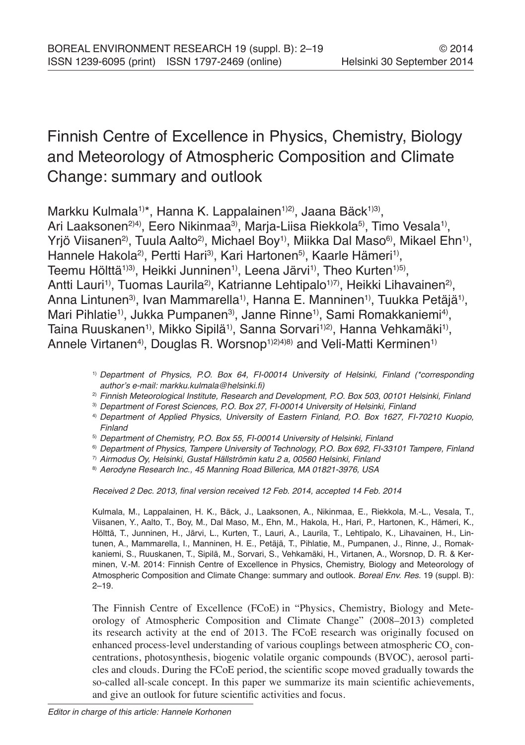# Finnish Centre of Excellence in Physics, Chemistry, Biology and Meteorology of Atmospheric Composition and Climate Change: summary and outlook

Markku Kulmala[1)*], Hanna K. Lappalainen[1)2)], Jaana Bäck[1)3)], Ari Laaksonen[2)4)], Eero Nikinmaa[3)], Marja-Liisa Riekkola[5)], Timo Vesala[1)], Yrjö Viisanen[2)], Tuula Aalto[2)], Michael Boy[1)], Miikka Dal Maso[6)], Mikael Ehn[1)], Hannele Hakola[2)], Pertti Hari[3)], Kari Hartonen[5)], Kaarle Hämeri[1)], Teemu Hölttä[1)3)], Heikki Junninen[1)], Leena Järvi[1)], Theo Kurten[1)5)], Antti Lauri[1)], Tuomas Laurila[2)], Katrianne Lehtipalo[1)7)], Heikki Lihavainen[2)], Anna Lintunen[3)], Ivan Mammarella[1)], Hanna E. Manninen[1)], Tuukka Petäjä[1)], Mari Pihlatie[1)], Jukka Pumpanen[3)], Janne Rinne[1)], Sami Romakkaniemi[4)], Taina Ruuskanen[1)], Mikko Sipilä[1)], Sanna Sorvari[1)2)], Hanna Vehkamäki[1)], Annele Virtanen[4)], Douglas R. Worsnop[1)2)4)8)] and Veli-Matti Kerminen[1)]

[1)] *Department of Physics, P.O. Box 64, FI-00014 University of Helsinki, Finland (\*corresponding author's e-mail: markku.kulmala@helsinki.fi)*

[2)] *Finnish Meteorological Institute, Research and Development, P.O. Box 503, 00101 Helsinki, Finland*

[3)] *Department of Forest Sciences, P.O. Box 27, FI-00014 University of Helsinki, Finland*

[4)] *Department of Applied Physics, University of Eastern Finland, P.O. Box 1627, FI-70210 Kuopio, Finland*

[5)] *Department of Chemistry, P.O. Box 55, FI-00014 University of Helsinki, Finland*

[6)] *Department of Physics, Tampere University of Technology, P.O. Box 692, FI-33101 Tampere, Finland*

[7)] *Airmodus Oy, Helsinki, Gustaf Hällströmin katu 2 a, 00560 Helsinki, Finland*

[8)] *Aerodyne Research Inc., 45 Manning Road Billerica, MA 01821-3976, USA*

*Received 2 Dec. 2013, final version received 12 Feb. 2014, accepted 14 Feb. 2014*

Kulmala, M., Lappalainen, H. K., Bäck, J., Laaksonen, A., Nikinmaa, E., Riekkola, M.-L., Vesala, T., Viisanen, Y., Aalto, T., Boy, M., Dal Maso, M., Ehn, M., Hakola, H., Hari, P., Hartonen, K., Hämeri, K., Hölttä, T., Junninen, H., Järvi, L., Kurten, T., Lauri, A., Laurila, T., Lehtipalo, K., Lihavainen, H., Lintunen, A., Mammarella, I., Manninen, H. E., Petäjä, T., Pihlatie, M., Pumpanen, J., Rinne, J., Romakkaniemi, S., Ruuskanen, T., Sipilä, M., Sorvari, S., Vehkamäki, H., Virtanen, A., Worsnop, D. R. & Kerminen, V.-M. 2014: Finnish Centre of Excellence in Physics, Chemistry, Biology and Meteorology of Atmospheric Composition and Climate Change: summary and outlook. *Boreal Env. Res.* 19 (suppl. B): 2–19.

The Finnish Centre of Excellence (FCoE) in "Physics, Chemistry, Biology and Meteorology of Atmospheric Composition and Climate Change" (2008–2013) completed its research activity at the end of 2013. The FCoE research was originally focused on enhanced process-level understanding of various couplings between atmospheric $CO_2$ concentrations, photosynthesis, biogenic volatile organic compounds (BVOC), aerosol particles and clouds. During the FCoE period, the scientific scope moved gradually towards the so-called all-scale concept. In this paper we summarize its main scientific achievements, and give an outlook for future scientific activities and focus.

*Editor in charge of this article: Hannele Korhonen*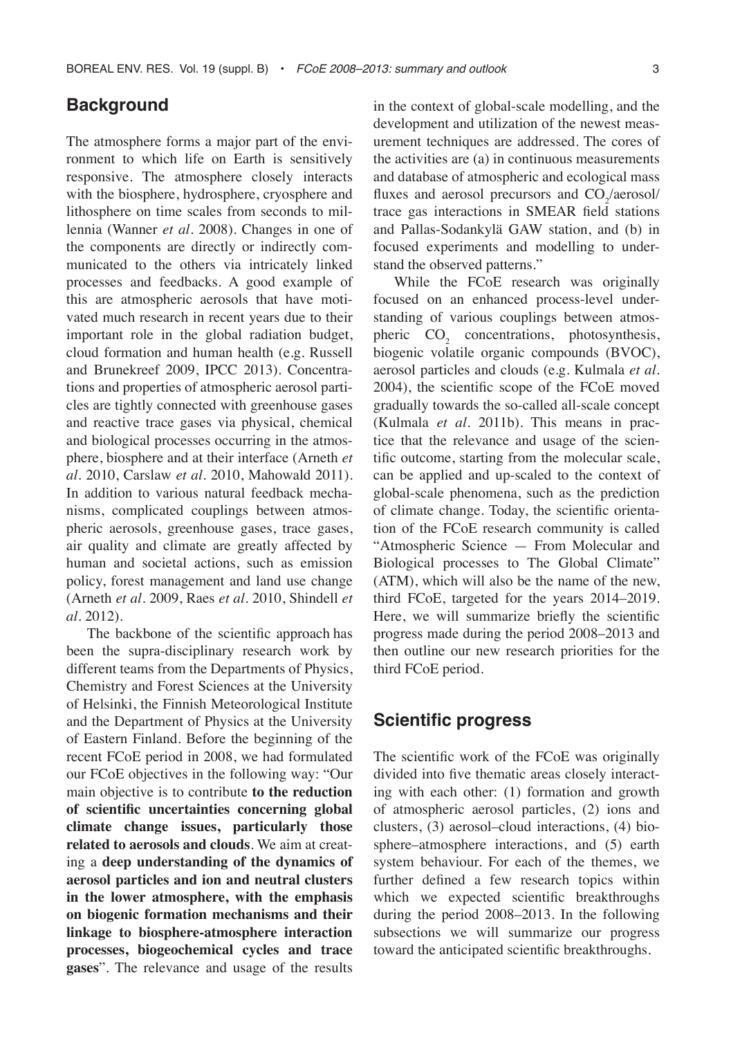## Background

The atmosphere forms a major part of the environment to which life on Earth is sensitively responsive. The atmosphere closely interacts with the biosphere, hydrosphere, cryosphere and lithosphere on time scales from seconds to millennia (Wanner *et al*. 2008). Changes in one of the components are directly or indirectly communicated to the others via intricately linked processes and feedbacks. A good example of this are atmospheric aerosols that have motivated much research in recent years due to their important role in the global radiation budget, cloud formation and human health (e.g. Russell and Brunekreef 2009, IPCC 2013). Concentrations and properties of atmospheric aerosol particles are tightly connected with greenhouse gases and reactive trace gases via physical, chemical and biological processes occurring in the atmosphere, biosphere and at their interface (Arneth *et al*. 2010, Carslaw *et al*. 2010, Mahowald 2011). In addition to various natural feedback mechanisms, complicated couplings between atmospheric aerosols, greenhouse gases, trace gases, air quality and climate are greatly affected by human and societal actions, such as emission policy, forest management and land use change (Arneth *et al*. 2009, Raes *et al*. 2010, Shindell *et al*. 2012).

The backbone of the scientific approach has been the supra-disciplinary research work by different teams from the Departments of Physics, Chemistry and Forest Sciences at the University of Helsinki, the Finnish Meteorological Institute and the Department of Physics at the University of Eastern Finland. Before the beginning of the recent FCoE period in 2008, we had formulated our FCoE objectives in the following way: "Our main objective is to contribute **to the reduction of scientific uncertainties concerning global climate change issues, particularly those related to aerosols and clouds**. We aim at creating a **deep understanding of the dynamics of aerosol particles and ion and neutral clusters in the lower atmosphere, with the emphasis on biogenic formation mechanisms and their linkage to biosphere-atmosphere interaction processes, biogeochemical cycles and trace gases**". The relevance and usage of the results in the context of global-scale modelling, and the development and utilization of the newest measurement techniques are addressed. The cores of the activities are (a) in continuous measurements and database of atmospheric and ecological mass fluxes and aerosol precursors and $CO_2$/aerosol/trace gas interactions in SMEAR field stations and Pallas-Sodankylä GAW station, and (b) in focused experiments and modelling to understand the observed patterns."

While the FCoE research was originally focused on an enhanced process-level understanding of various couplings between atmospheric $CO_2$ concentrations, photosynthesis, biogenic volatile organic compounds (BVOC), aerosol particles and clouds (e.g. Kulmala *et al*. 2004), the scientific scope of the FCoE moved gradually towards the so-called all-scale concept (Kulmala *et al*. 2011b). This means in practice that the relevance and usage of the scientific outcome, starting from the molecular scale, can be applied and up-scaled to the context of global-scale phenomena, such as the prediction of climate change. Today, the scientific orientation of the FCoE research community is called "Atmospheric Science — From Molecular and Biological processes to The Global Climate" (ATM), which will also be the name of the new, third FCoE, targeted for the years 2014–2019. Here, we will summarize briefly the scientific progress made during the period 2008–2013 and then outline our new research priorities for the third FCoE period.

## Scientific progress

The scientific work of the FCoE was originally divided into five thematic areas closely interacting with each other: (1) formation and growth of atmospheric aerosol particles, (2) ions and clusters, (3) aerosol–cloud interactions, (4) biosphere–atmosphere interactions, and (5) earth system behaviour. For each of the themes, we further defined a few research topics within which we expected scientific breakthroughs during the period 2008–2013. In the following subsections we will summarize our progress toward the anticipated scientific breakthroughs.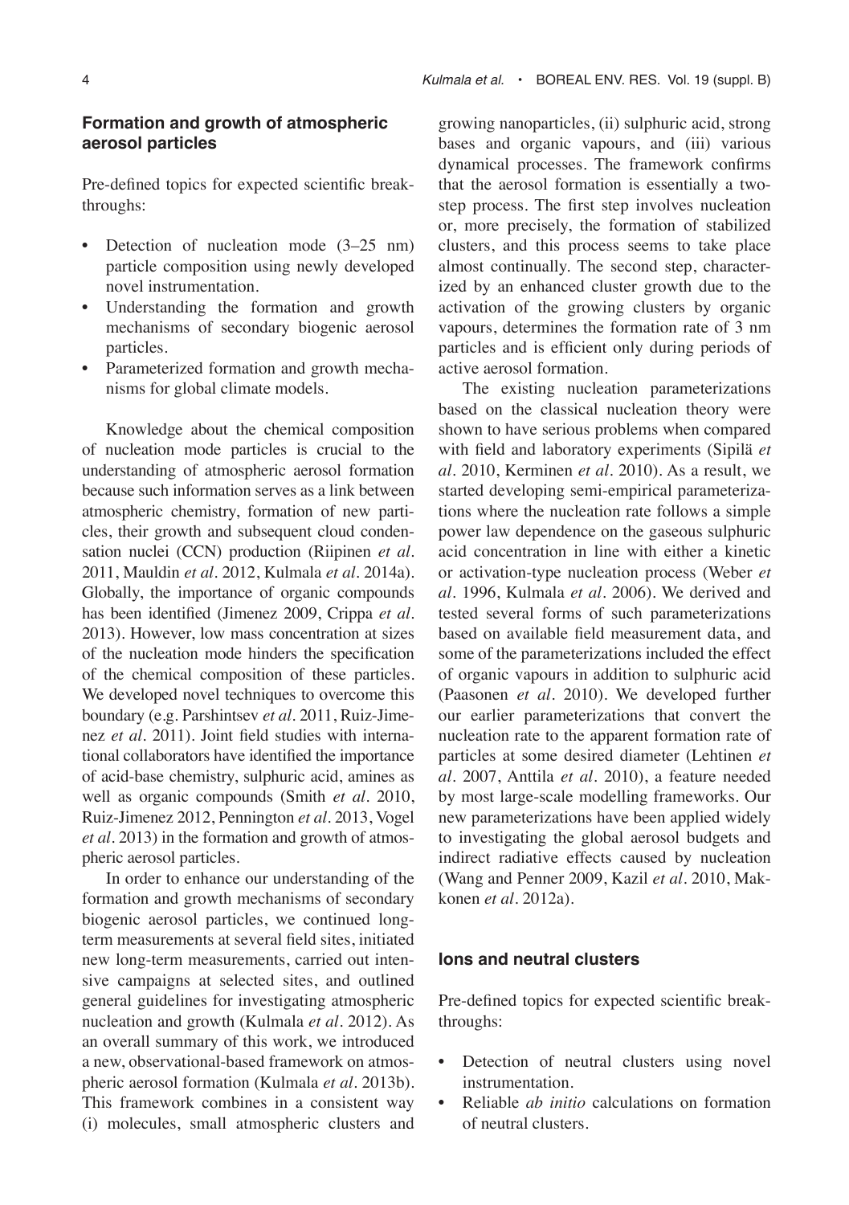## Formation and growth of atmospheric aerosol particles

Pre-defined topics for expected scientific breakthroughs:

- Detection of nucleation mode (3–25 nm) particle composition using newly developed novel instrumentation.
- Understanding the formation and growth mechanisms of secondary biogenic aerosol particles.
- Parameterized formation and growth mechanisms for global climate models.

Knowledge about the chemical composition of nucleation mode particles is crucial to the understanding of atmospheric aerosol formation because such information serves as a link between atmospheric chemistry, formation of new particles, their growth and subsequent cloud condensation nuclei (CCN) production (Riipinen *et al.* 2011, Mauldin *et al.* 2012, Kulmala *et al.* 2014a). Globally, the importance of organic compounds has been identified (Jimenez 2009, Crippa *et al.* 2013). However, low mass concentration at sizes of the nucleation mode hinders the specification of the chemical composition of these particles. We developed novel techniques to overcome this boundary (e.g. Parshintsev *et al.* 2011, Ruiz-Jimenez *et al.* 2011). Joint field studies with international collaborators have identified the importance of acid-base chemistry, sulphuric acid, amines as well as organic compounds (Smith *et al.* 2010, Ruiz-Jimenez 2012, Pennington *et al.* 2013, Vogel *et al.* 2013) in the formation and growth of atmospheric aerosol particles.

In order to enhance our understanding of the formation and growth mechanisms of secondary biogenic aerosol particles, we continued long-term measurements at several field sites, initiated new long-term measurements, carried out intensive campaigns at selected sites, and outlined general guidelines for investigating atmospheric nucleation and growth (Kulmala *et al.* 2012). As an overall summary of this work, we introduced a new, observational-based framework on atmospheric aerosol formation (Kulmala *et al.* 2013b). This framework combines in a consistent way (i) molecules, small atmospheric clusters and growing nanoparticles, (ii) sulphuric acid, strong bases and organic vapours, and (iii) various dynamical processes. The framework confirms that the aerosol formation is essentially a two-step process. The first step involves nucleation or, more precisely, the formation of stabilized clusters, and this process seems to take place almost continually. The second step, characterized by an enhanced cluster growth due to the activation of the growing clusters by organic vapours, determines the formation rate of 3 nm particles and is efficient only during periods of active aerosol formation.

The existing nucleation parameterizations based on the classical nucleation theory were shown to have serious problems when compared with field and laboratory experiments (Sipilä *et al.* 2010, Kerminen *et al.* 2010). As a result, we started developing semi-empirical parameterizations where the nucleation rate follows a simple power law dependence on the gaseous sulphuric acid concentration in line with either a kinetic or activation-type nucleation process (Weber *et al.* 1996, Kulmala *et al.* 2006). We derived and tested several forms of such parameterizations based on available field measurement data, and some of the parameterizations included the effect of organic vapours in addition to sulphuric acid (Paasonen *et al.* 2010). We developed further our earlier parameterizations that convert the nucleation rate to the apparent formation rate of particles at some desired diameter (Lehtinen *et al.* 2007, Anttila *et al.* 2010), a feature needed by most large-scale modelling frameworks. Our new parameterizations have been applied widely to investigating the global aerosol budgets and indirect radiative effects caused by nucleation (Wang and Penner 2009, Kazil *et al.* 2010, Makkonen *et al.* 2012a).

## Ions and neutral clusters

Pre-defined topics for expected scientific breakthroughs:

- Detection of neutral clusters using novel instrumentation.
- Reliable *ab initio* calculations on formation of neutral clusters.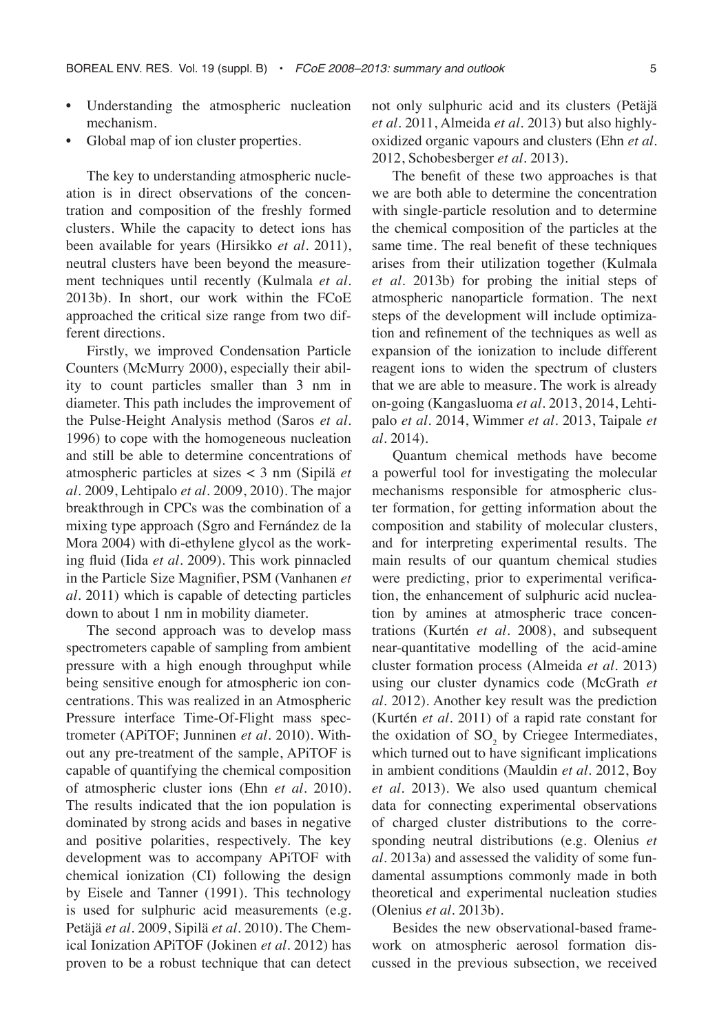- Understanding the atmospheric nucleation mechanism.
- Global map of ion cluster properties.

The key to understanding atmospheric nucleation is in direct observations of the concentration and composition of the freshly formed clusters. While the capacity to detect ions has been available for years (Hirsikko *et al.* 2011), neutral clusters have been beyond the measurement techniques until recently (Kulmala *et al.* 2013b). In short, our work within the FCoE approached the critical size range from two different directions.

Firstly, we improved Condensation Particle Counters (McMurry 2000), especially their ability to count particles smaller than 3 nm in diameter. This path includes the improvement of the Pulse-Height Analysis method (Saros *et al.* 1996) to cope with the homogeneous nucleation and still be able to determine concentrations of atmospheric particles at sizes < 3 nm (Sipilä *et al.* 2009, Lehtipalo *et al.* 2009, 2010). The major breakthrough in CPCs was the combination of a mixing type approach (Sgro and Fernández de la Mora 2004) with di-ethylene glycol as the working fluid (Iida *et al.* 2009). This work pinnacled in the Particle Size Magnifier, PSM (Vanhanen *et al.* 2011) which is capable of detecting particles down to about 1 nm in mobility diameter.

The second approach was to develop mass spectrometers capable of sampling from ambient pressure with a high enough throughput while being sensitive enough for atmospheric ion concentrations. This was realized in an Atmospheric Pressure interface Time-Of-Flight mass spectrometer (APiTOF; Junninen *et al.* 2010). Without any pre-treatment of the sample, APiTOF is capable of quantifying the chemical composition of atmospheric cluster ions (Ehn *et al.* 2010). The results indicated that the ion population is dominated by strong acids and bases in negative and positive polarities, respectively. The key development was to accompany APiTOF with chemical ionization (CI) following the design by Eisele and Tanner (1991). This technology is used for sulphuric acid measurements (e.g. Petäjä *et al.* 2009, Sipilä *et al.* 2010). The Chemical Ionization APiTOF (Jokinen *et al.* 2012) has proven to be a robust technique that can detect not only sulphuric acid and its clusters (Petäjä *et al.* 2011, Almeida *et al.* 2013) but also highly-oxidized organic vapours and clusters (Ehn *et al.* 2012, Schobesberger *et al.* 2013).

The benefit of these two approaches is that we are both able to determine the concentration with single-particle resolution and to determine the chemical composition of the particles at the same time. The real benefit of these techniques arises from their utilization together (Kulmala *et al.* 2013b) for probing the initial steps of atmospheric nanoparticle formation. The next steps of the development will include optimization and refinement of the techniques as well as expansion of the ionization to include different reagent ions to widen the spectrum of clusters that we are able to measure. The work is already on-going (Kangasluoma *et al.* 2013, 2014, Lehtipalo *et al.* 2014, Wimmer *et al.* 2013, Taipale *et al.* 2014).

Quantum chemical methods have become a powerful tool for investigating the molecular mechanisms responsible for atmospheric cluster formation, for getting information about the composition and stability of molecular clusters, and for interpreting experimental results. The main results of our quantum chemical studies were predicting, prior to experimental verification, the enhancement of sulphuric acid nucleation by amines at atmospheric trace concentrations (Kurtén *et al.* 2008), and subsequent near-quantitative modelling of the acid-amine cluster formation process (Almeida *et al.* 2013) using our cluster dynamics code (McGrath *et al.* 2012). Another key result was the prediction (Kurtén *et al.* 2011) of a rapid rate constant for the oxidation of $SO_2$ by Criegee Intermediates, which turned out to have significant implications in ambient conditions (Mauldin *et al.* 2012, Boy *et al.* 2013). We also used quantum chemical data for connecting experimental observations of charged cluster distributions to the corresponding neutral distributions (e.g. Olenius *et al.* 2013a) and assessed the validity of some fundamental assumptions commonly made in both theoretical and experimental nucleation studies (Olenius *et al.* 2013b).

Besides the new observational-based framework on atmospheric aerosol formation discussed in the previous subsection, we received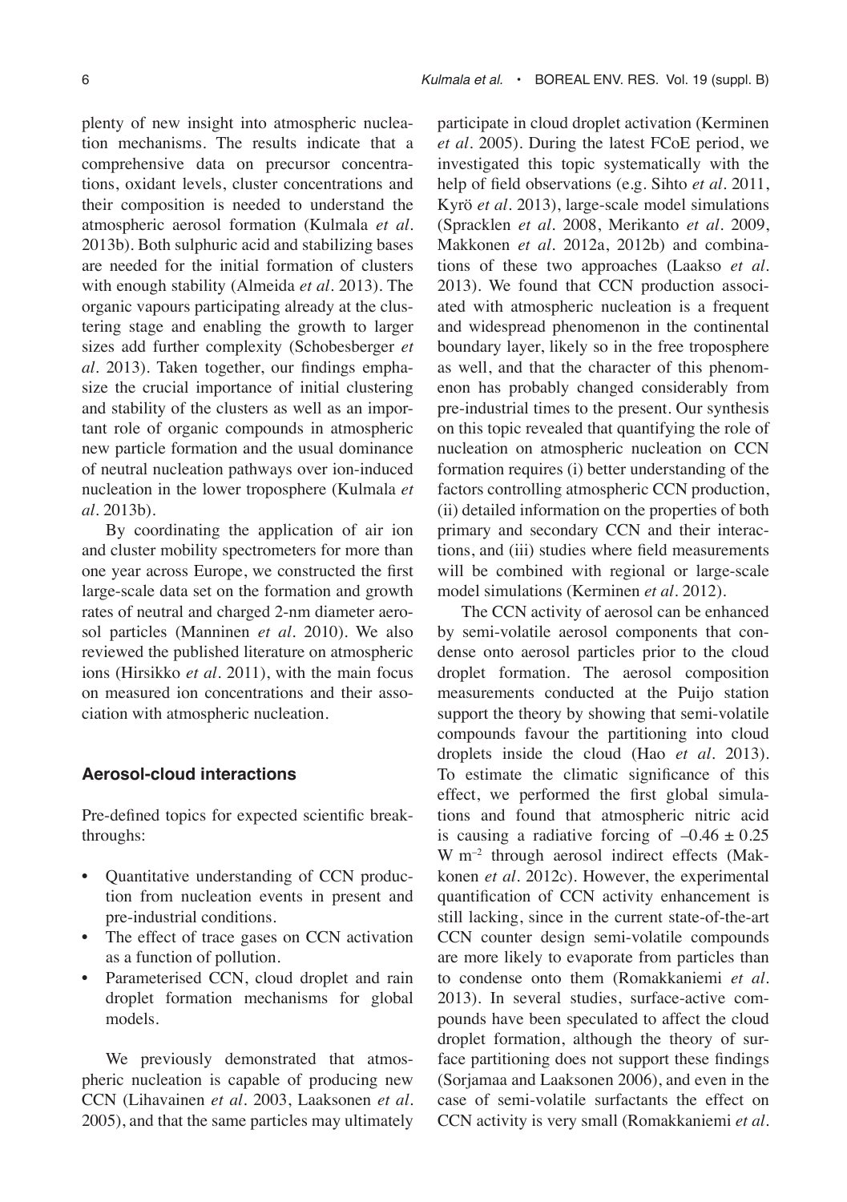plenty of new insight into atmospheric nucleation mechanisms. The results indicate that a comprehensive data on precursor concentrations, oxidant levels, cluster concentrations and their composition is needed to understand the atmospheric aerosol formation (Kulmala *et al.* 2013b). Both sulphuric acid and stabilizing bases are needed for the initial formation of clusters with enough stability (Almeida *et al.* 2013). The organic vapours participating already at the clustering stage and enabling the growth to larger sizes add further complexity (Schobesberger *et al.* 2013). Taken together, our findings emphasize the crucial importance of initial clustering and stability of the clusters as well as an important role of organic compounds in atmospheric new particle formation and the usual dominance of neutral nucleation pathways over ion-induced nucleation in the lower troposphere (Kulmala *et al.* 2013b).

By coordinating the application of air ion and cluster mobility spectrometers for more than one year across Europe, we constructed the first large-scale data set on the formation and growth rates of neutral and charged 2-nm diameter aerosol particles (Manninen *et al.* 2010). We also reviewed the published literature on atmospheric ions (Hirsikko *et al.* 2011), with the main focus on measured ion concentrations and their association with atmospheric nucleation.

## Aerosol-cloud interactions

Pre-defined topics for expected scientific breakthroughs:

- Quantitative understanding of CCN production from nucleation events in present and pre-industrial conditions.
- The effect of trace gases on CCN activation as a function of pollution.
- Parameterised CCN, cloud droplet and rain droplet formation mechanisms for global models.

We previously demonstrated that atmospheric nucleation is capable of producing new CCN (Lihavainen *et al.* 2003, Laaksonen *et al.* 2005), and that the same particles may ultimately participate in cloud droplet activation (Kerminen *et al.* 2005). During the latest FCoE period, we investigated this topic systematically with the help of field observations (e.g. Sihto *et al.* 2011, Kyrö *et al.* 2013), large-scale model simulations (Spracklen *et al.* 2008, Merikanto *et al.* 2009, Makkonen *et al.* 2012a, 2012b) and combinations of these two approaches (Laakso *et al.* 2013). We found that CCN production associated with atmospheric nucleation is a frequent and widespread phenomenon in the continental boundary layer, likely so in the free troposphere as well, and that the character of this phenomenon has probably changed considerably from pre-industrial times to the present. Our synthesis on this topic revealed that quantifying the role of nucleation on atmospheric nucleation on CCN formation requires (i) better understanding of the factors controlling atmospheric CCN production, (ii) detailed information on the properties of both primary and secondary CCN and their interactions, and (iii) studies where field measurements will be combined with regional or large-scale model simulations (Kerminen *et al.* 2012).

The CCN activity of aerosol can be enhanced by semi-volatile aerosol components that condense onto aerosol particles prior to the cloud droplet formation. The aerosol composition measurements conducted at the Puijo station support the theory by showing that semi-volatile compounds favour the partitioning into cloud droplets inside the cloud (Hao *et al.* 2013). To estimate the climatic significance of this effect, we performed the first global simulations and found that atmospheric nitric acid is causing a radiative forcing of $-0.46 \pm 0.25$ W m$^{-2}$ through aerosol indirect effects (Makkonen *et al.* 2012c). However, the experimental quantification of CCN activity enhancement is still lacking, since in the current state-of-the-art CCN counter design semi-volatile compounds are more likely to evaporate from particles than to condense onto them (Romakkaniemi *et al.* 2013). In several studies, surface-active compounds have been speculated to affect the cloud droplet formation, although the theory of surface partitioning does not support these findings (Sorjamaa and Laaksonen 2006), and even in the case of semi-volatile surfactants the effect on CCN activity is very small (Romakkaniemi *et al.*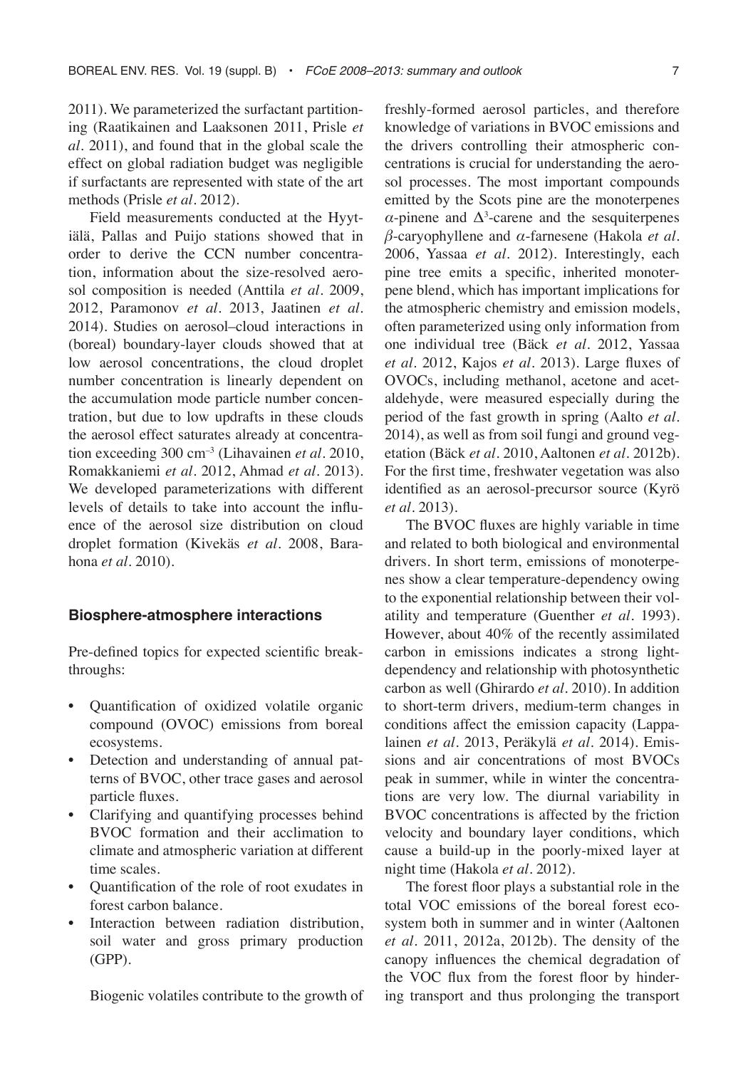2011). We parameterized the surfactant partitioning (Raatikainen and Laaksonen 2011, Prisle *et al.* 2011), and found that in the global scale the effect on global radiation budget was negligible if surfactants are represented with state of the art methods (Prisle *et al.* 2012).

Field measurements conducted at the Hyytiälä, Pallas and Puijo stations showed that in order to derive the CCN number concentration, information about the size-resolved aerosol composition is needed (Anttila *et al.* 2009, 2012, Paramonov *et al.* 2013, Jaatinen *et al.* 2014). Studies on aerosol–cloud interactions in (boreal) boundary-layer clouds showed that at low aerosol concentrations, the cloud droplet number concentration is linearly dependent on the accumulation mode particle number concentration, but due to low updrafts in these clouds the aerosol effect saturates already at concentration exceeding 300 $cm^{-3}$ (Lihavainen *et al.* 2010, Romakkaniemi *et al.* 2012, Ahmad *et al.* 2013). We developed parameterizations with different levels of details to take into account the influence of the aerosol size distribution on cloud droplet formation (Kivekäs *et al.* 2008, Barahona *et al.* 2010).

### Biosphere-atmosphere interactions

Pre-defined topics for expected scientific breakthroughs:

- Quantification of oxidized volatile organic compound (OVOC) emissions from boreal ecosystems.
- Detection and understanding of annual patterns of BVOC, other trace gases and aerosol particle fluxes.
- Clarifying and quantifying processes behind BVOC formation and their acclimation to climate and atmospheric variation at different time scales.
- Quantification of the role of root exudates in forest carbon balance.
- Interaction between radiation distribution, soil water and gross primary production (GPP).

Biogenic volatiles contribute to the growth of freshly-formed aerosol particles, and therefore knowledge of variations in BVOC emissions and the drivers controlling their atmospheric concentrations is crucial for understanding the aerosol processes. The most important compounds emitted by the Scots pine are the monoterpenes $\alpha$-pinene and $\Delta^3$-carene and the sesquiterpenes $\beta$-caryophyllene and $\alpha$-farnesene (Hakola *et al.* 2006, Yassaa *et al.* 2012). Interestingly, each pine tree emits a specific, inherited monoterpene blend, which has important implications for the atmospheric chemistry and emission models, often parameterized using only information from one individual tree (Bäck *et al.* 2012, Yassaa *et al.* 2012, Kajos *et al.* 2013). Large fluxes of OVOCs, including methanol, acetone and acetaldehyde, were measured especially during the period of the fast growth in spring (Aalto *et al.* 2014), as well as from soil fungi and ground vegetation (Bäck *et al.* 2010, Aaltonen *et al.* 2012b). For the first time, freshwater vegetation was also identified as an aerosol-precursor source (Kyrö *et al.* 2013).

The BVOC fluxes are highly variable in time and related to both biological and environmental drivers. In short term, emissions of monoterpenes show a clear temperature-dependency owing to the exponential relationship between their volatility and temperature (Guenther *et al.* 1993). However, about 40% of the recently assimilated carbon in emissions indicates a strong light-dependency and relationship with photosynthetic carbon as well (Ghirardo *et al.* 2010). In addition to short-term drivers, medium-term changes in conditions affect the emission capacity (Lappalainen *et al.* 2013, Peräkylä *et al.* 2014). Emissions and air concentrations of most BVOCs peak in summer, while in winter the concentrations are very low. The diurnal variability in BVOC concentrations is affected by the friction velocity and boundary layer conditions, which cause a build-up in the poorly-mixed layer at night time (Hakola *et al.* 2012).

The forest floor plays a substantial role in the total VOC emissions of the boreal forest ecosystem both in summer and in winter (Aaltonen *et al.* 2011, 2012a, 2012b). The density of the canopy influences the chemical degradation of the VOC flux from the forest floor by hindering transport and thus prolonging the transport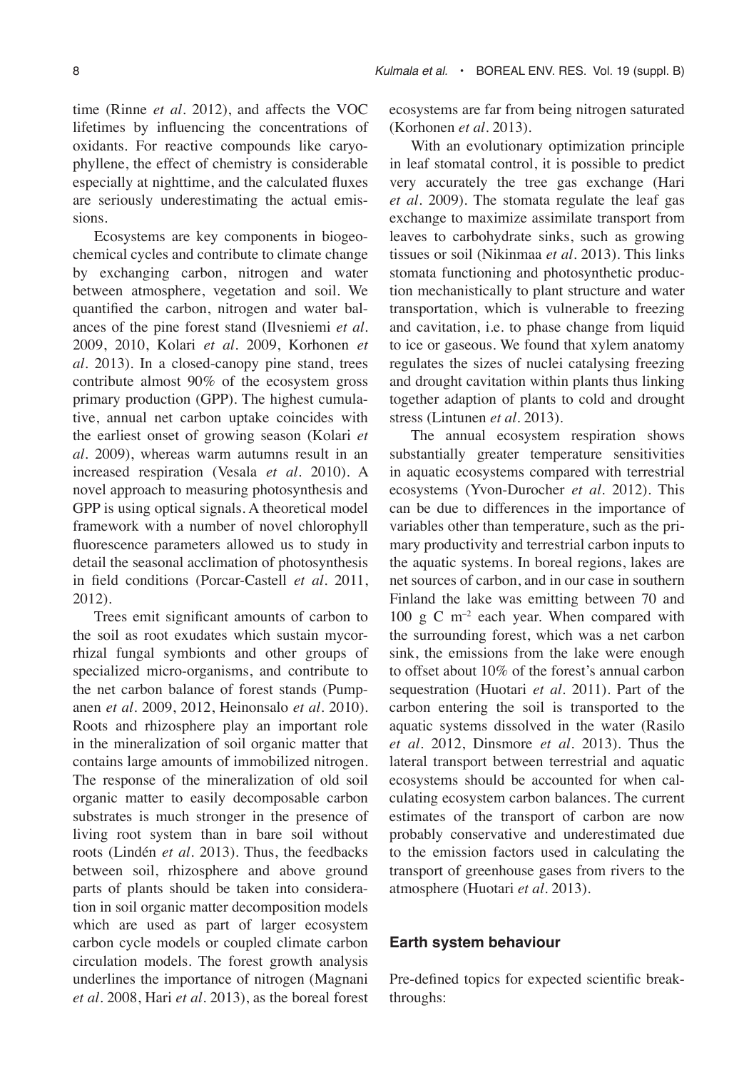time (Rinne *et al.* 2012), and affects the VOC lifetimes by influencing the concentrations of oxidants. For reactive compounds like caryophyllene, the effect of chemistry is considerable especially at nighttime, and the calculated fluxes are seriously underestimating the actual emissions.

Ecosystems are key components in biogeochemical cycles and contribute to climate change by exchanging carbon, nitrogen and water between atmosphere, vegetation and soil. We quantified the carbon, nitrogen and water balances of the pine forest stand (Ilvesniemi *et al.* 2009, 2010, Kolari *et al.* 2009, Korhonen *et al.* 2013). In a closed-canopy pine stand, trees contribute almost 90% of the ecosystem gross primary production (GPP). The highest cumulative, annual net carbon uptake coincides with the earliest onset of growing season (Kolari *et al.* 2009), whereas warm autumns result in an increased respiration (Vesala *et al.* 2010). A novel approach to measuring photosynthesis and GPP is using optical signals. A theoretical model framework with a number of novel chlorophyll fluorescence parameters allowed us to study in detail the seasonal acclimation of photosynthesis in field conditions (Porcar-Castell *et al.* 2011, 2012).

Trees emit significant amounts of carbon to the soil as root exudates which sustain mycorrhizal fungal symbionts and other groups of specialized micro-organisms, and contribute to the net carbon balance of forest stands (Pumpanen *et al.* 2009, 2012, Heinonsalo *et al.* 2010). Roots and rhizosphere play an important role in the mineralization of soil organic matter that contains large amounts of immobilized nitrogen. The response of the mineralization of old soil organic matter to easily decomposable carbon substrates is much stronger in the presence of living root system than in bare soil without roots (Lindén *et al.* 2013). Thus, the feedbacks between soil, rhizosphere and above ground parts of plants should be taken into consideration in soil organic matter decomposition models which are used as part of larger ecosystem carbon cycle models or coupled climate carbon circulation models. The forest growth analysis underlines the importance of nitrogen (Magnani *et al.* 2008, Hari *et al.* 2013), as the boreal forest ecosystems are far from being nitrogen saturated (Korhonen *et al.* 2013).

With an evolutionary optimization principle in leaf stomatal control, it is possible to predict very accurately the tree gas exchange (Hari *et al.* 2009). The stomata regulate the leaf gas exchange to maximize assimilate transport from leaves to carbohydrate sinks, such as growing tissues or soil (Nikinmaa *et al.* 2013). This links stomata functioning and photosynthetic production mechanistically to plant structure and water transportation, which is vulnerable to freezing and cavitation, i.e. to phase change from liquid to ice or gaseous. We found that xylem anatomy regulates the sizes of nuclei catalysing freezing and drought cavitation within plants thus linking together adaption of plants to cold and drought stress (Lintunen *et al.* 2013).

The annual ecosystem respiration shows substantially greater temperature sensitivities in aquatic ecosystems compared with terrestrial ecosystems (Yvon-Durocher *et al.* 2012). This can be due to differences in the importance of variables other than temperature, such as the primary productivity and terrestrial carbon inputs to the aquatic systems. In boreal regions, lakes are net sources of carbon, and in our case in southern Finland the lake was emitting between 70 and 100 g C $m^{-2}$ each year. When compared with the surrounding forest, which was a net carbon sink, the emissions from the lake were enough to offset about 10% of the forest's annual carbon sequestration (Huotari *et al.* 2011). Part of the carbon entering the soil is transported to the aquatic systems dissolved in the water (Rasilo *et al.* 2012, Dinsmore *et al.* 2013). Thus the lateral transport between terrestrial and aquatic ecosystems should be accounted for when calculating ecosystem carbon balances. The current estimates of the transport of carbon are now probably conservative and underestimated due to the emission factors used in calculating the transport of greenhouse gases from rivers to the atmosphere (Huotari *et al.* 2013).

### Earth system behaviour

Pre-defined topics for expected scientific breakthroughs: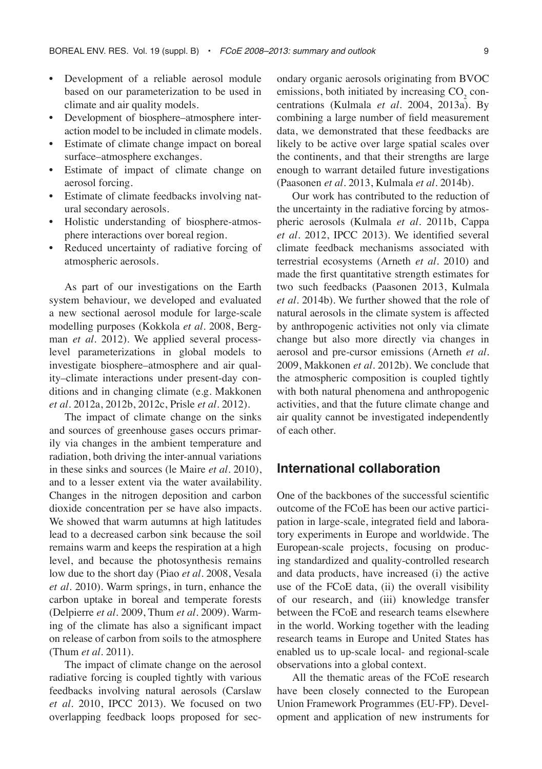- Development of a reliable aerosol module based on our parameterization to be used in climate and air quality models.
- Development of biosphere–atmosphere interaction model to be included in climate models.
- Estimate of climate change impact on boreal surface–atmosphere exchanges.
- Estimate of impact of climate change on aerosol forcing.
- Estimate of climate feedbacks involving natural secondary aerosols.
- Holistic understanding of biosphere-atmosphere interactions over boreal region.
- Reduced uncertainty of radiative forcing of atmospheric aerosols.

As part of our investigations on the Earth system behaviour, we developed and evaluated a new sectional aerosol module for large-scale modelling purposes (Kokkola *et al.* 2008, Bergman *et al.* 2012). We applied several process-level parameterizations in global models to investigate biosphere–atmosphere and air quality–climate interactions under present-day conditions and in changing climate (e.g. Makkonen *et al.* 2012a, 2012b, 2012c, Prisle *et al.* 2012).

The impact of climate change on the sinks and sources of greenhouse gases occurs primarily via changes in the ambient temperature and radiation, both driving the inter-annual variations in these sinks and sources (le Maire *et al.* 2010), and to a lesser extent via the water availability. Changes in the nitrogen deposition and carbon dioxide concentration per se have also impacts. We showed that warm autumns at high latitudes lead to a decreased carbon sink because the soil remains warm and keeps the respiration at a high level, and because the photosynthesis remains low due to the short day (Piao *et al.* 2008, Vesala *et al.* 2010). Warm springs, in turn, enhance the carbon uptake in boreal and temperate forests (Delpierre *et al.* 2009, Thum *et al.* 2009). Warming of the climate has also a significant impact on release of carbon from soils to the atmosphere (Thum *et al.* 2011).

The impact of climate change on the aerosol radiative forcing is coupled tightly with various feedbacks involving natural aerosols (Carslaw *et al.* 2010, IPCC 2013). We focused on two overlapping feedback loops proposed for secondary organic aerosols originating from BVOC emissions, both initiated by increasing $CO_2$ concentrations (Kulmala *et al.* 2004, 2013a). By combining a large number of field measurement data, we demonstrated that these feedbacks are likely to be active over large spatial scales over the continents, and that their strengths are large enough to warrant detailed future investigations (Paasonen *et al.* 2013, Kulmala *et al.* 2014b).

Our work has contributed to the reduction of the uncertainty in the radiative forcing by atmospheric aerosols (Kulmala *et al.* 2011b, Cappa *et al.* 2012, IPCC 2013). We identified several climate feedback mechanisms associated with terrestrial ecosystems (Arneth *et al.* 2010) and made the first quantitative strength estimates for two such feedbacks (Paasonen 2013, Kulmala *et al.* 2014b). We further showed that the role of natural aerosols in the climate system is affected by anthropogenic activities not only via climate change but also more directly via changes in aerosol and pre-cursor emissions (Arneth *et al.* 2009, Makkonen *et al.* 2012b). We conclude that the atmospheric composition is coupled tightly with both natural phenomena and anthropogenic activities, and that the future climate change and air quality cannot be investigated independently of each other.

## International collaboration

One of the backbones of the successful scientific outcome of the FCoE has been our active participation in large-scale, integrated field and laboratory experiments in Europe and worldwide. The European-scale projects, focusing on producing standardized and quality-controlled research and data products, have increased (i) the active use of the FCoE data, (ii) the overall visibility of our research, and (iii) knowledge transfer between the FCoE and research teams elsewhere in the world. Working together with the leading research teams in Europe and United States has enabled us to up-scale local- and regional-scale observations into a global context.

All the thematic areas of the FCoE research have been closely connected to the European Union Framework Programmes (EU-FP). Development and application of new instruments for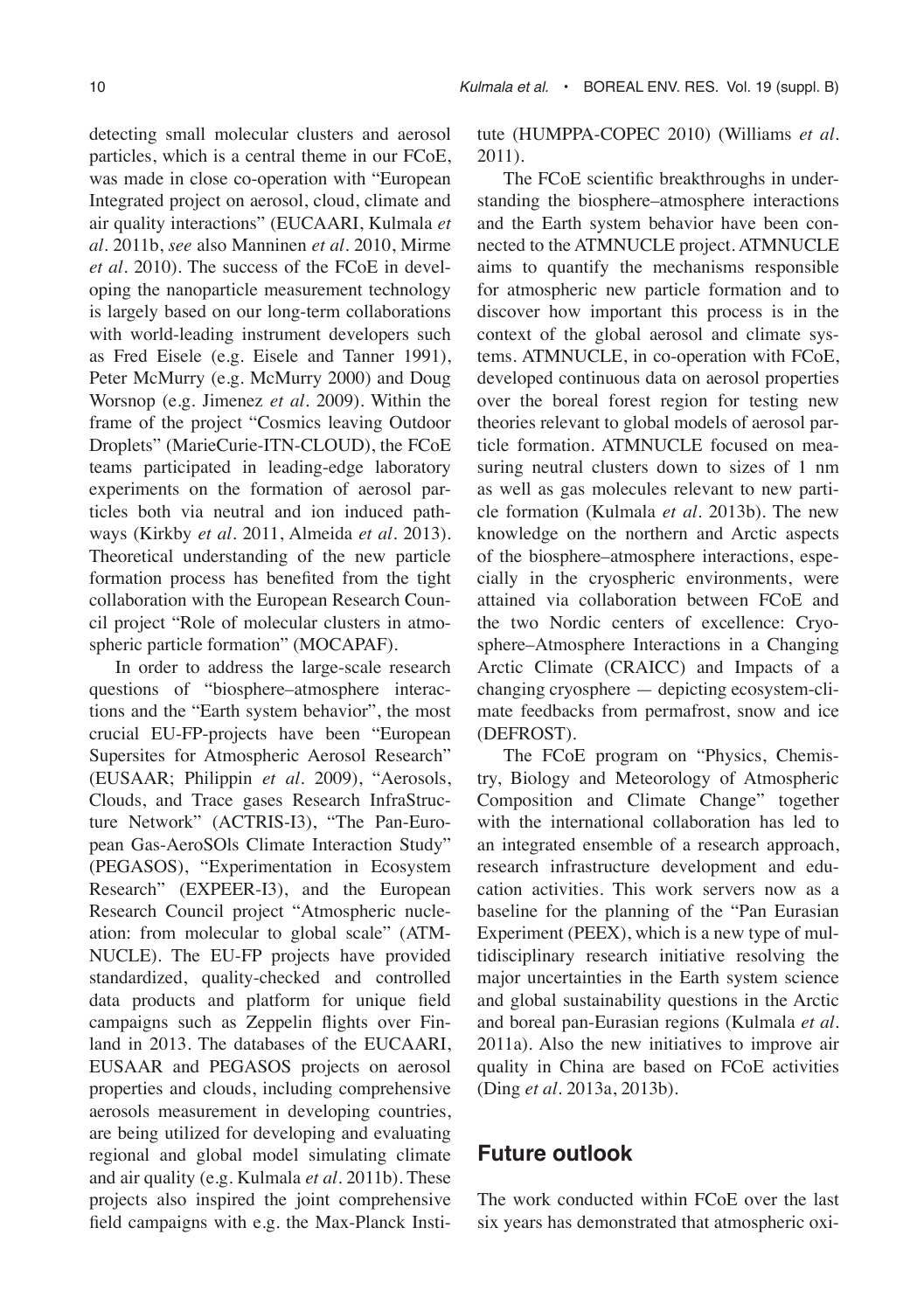detecting small molecular clusters and aerosol particles, which is a central theme in our FCoE, was made in close co-operation with "European Integrated project on aerosol, cloud, climate and air quality interactions" (EUCAARI, Kulmala *et al.* 2011b, *see* also Manninen *et al.* 2010, Mirme *et al.* 2010). The success of the FCoE in developing the nanoparticle measurement technology is largely based on our long-term collaborations with world-leading instrument developers such as Fred Eisele (e.g. Eisele and Tanner 1991), Peter McMurry (e.g. McMurry 2000) and Doug Worsnop (e.g. Jimenez *et al.* 2009). Within the frame of the project "Cosmics leaving Outdoor Droplets" (MarieCurie-ITN-CLOUD), the FCoE teams participated in leading-edge laboratory experiments on the formation of aerosol particles both via neutral and ion induced pathways (Kirkby *et al.* 2011, Almeida *et al.* 2013). Theoretical understanding of the new particle formation process has benefited from the tight collaboration with the European Research Council project "Role of molecular clusters in atmospheric particle formation" (MOCAPAF).

In order to address the large-scale research questions of "biosphere–atmosphere interactions and the "Earth system behavior", the most crucial EU-FP-projects have been "European Supersites for Atmospheric Aerosol Research" (EUSAAR; Philippin *et al.* 2009), "Aerosols, Clouds, and Trace gases Research InfraStructure Network" (ACTRIS-I3), "The Pan-European Gas-AeroSOls Climate Interaction Study" (PEGASOS), "Experimentation in Ecosystem Research" (EXPEER-I3), and the European Research Council project "Atmospheric nucleation: from molecular to global scale" (ATMNUCLE). The EU-FP projects have provided standardized, quality-checked and controlled data products and platform for unique field campaigns such as Zeppelin flights over Finland in 2013. The databases of the EUCAARI, EUSAAR and PEGASOS projects on aerosol properties and clouds, including comprehensive aerosols measurement in developing countries, are being utilized for developing and evaluating regional and global model simulating climate and air quality (e.g. Kulmala *et al.* 2011b). These projects also inspired the joint comprehensive field campaigns with e.g. the Max-Planck Institute (HUMPPA-COPEC 2010) (Williams *et al.* 2011).

The FCoE scientific breakthroughs in understanding the biosphere–atmosphere interactions and the Earth system behavior have been connected to the ATMNUCLE project. ATMNUCLE aims to quantify the mechanisms responsible for atmospheric new particle formation and to discover how important this process is in the context of the global aerosol and climate systems. ATMNUCLE, in co-operation with FCoE, developed continuous data on aerosol properties over the boreal forest region for testing new theories relevant to global models of aerosol particle formation. ATMNUCLE focused on measuring neutral clusters down to sizes of 1 nm as well as gas molecules relevant to new particle formation (Kulmala *et al.* 2013b). The new knowledge on the northern and Arctic aspects of the biosphere–atmosphere interactions, especially in the cryospheric environments, were attained via collaboration between FCoE and the two Nordic centers of excellence: Cryosphere–Atmosphere Interactions in a Changing Arctic Climate (CRAICC) and Impacts of a changing cryosphere — depicting ecosystem-climate feedbacks from permafrost, snow and ice (DEFROST).

The FCoE program on "Physics, Chemistry, Biology and Meteorology of Atmospheric Composition and Climate Change" together with the international collaboration has led to an integrated ensemble of a research approach, research infrastructure development and education activities. This work servers now as a baseline for the planning of the "Pan Eurasian Experiment (PEEX), which is a new type of multidisciplinary research initiative resolving the major uncertainties in the Earth system science and global sustainability questions in the Arctic and boreal pan-Eurasian regions (Kulmala *et al.* 2011a). Also the new initiatives to improve air quality in China are based on FCoE activities (Ding *et al.* 2013a, 2013b).

## Future outlook

The work conducted within FCoE over the last six years has demonstrated that atmospheric oxi-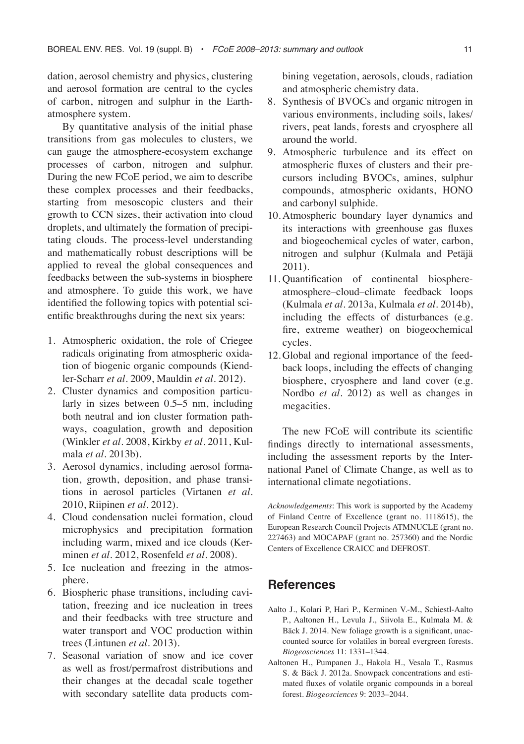dation, aerosol chemistry and physics, clustering and aerosol formation are central to the cycles of carbon, nitrogen and sulphur in the Earth-atmosphere system.

By quantitative analysis of the initial phase transitions from gas molecules to clusters, we can gauge the atmosphere-ecosystem exchange processes of carbon, nitrogen and sulphur. During the new FCoE period, we aim to describe these complex processes and their feedbacks, starting from mesoscopic clusters and their growth to CCN sizes, their activation into cloud droplets, and ultimately the formation of precipitating clouds. The process-level understanding and mathematically robust descriptions will be applied to reveal the global consequences and feedbacks between the sub-systems in biosphere and atmosphere. To guide this work, we have identified the following topics with potential scientific breakthroughs during the next six years:

1. Atmospheric oxidation, the role of Criegee radicals originating from atmospheric oxidation of biogenic organic compounds (Kiendler-Scharr *et al.* 2009, Mauldin *et al.* 2012).
2. Cluster dynamics and composition particularly in sizes between 0.5–5 nm, including both neutral and ion cluster formation pathways, coagulation, growth and deposition (Winkler *et al.* 2008, Kirkby *et al.* 2011, Kulmala *et al.* 2013b).
3. Aerosol dynamics, including aerosol formation, growth, deposition, and phase transitions in aerosol particles (Virtanen *et al.* 2010, Riipinen *et al.* 2012).
4. Cloud condensation nuclei formation, cloud microphysics and precipitation formation including warm, mixed and ice clouds (Kerminen *et al.* 2012, Rosenfeld *et al.* 2008).
5. Ice nucleation and freezing in the atmosphere.
6. Biospheric phase transitions, including cavitation, freezing and ice nucleation in trees and their feedbacks with tree structure and water transport and VOC production within trees (Lintunen *et al.* 2013).
7. Seasonal variation of snow and ice cover as well as frost/permafrost distributions and their changes at the decadal scale together with secondary satellite data products combining vegetation, aerosols, clouds, radiation and atmospheric chemistry data.
8. Synthesis of BVOCs and organic nitrogen in various environments, including soils, lakes/rivers, peat lands, forests and cryosphere all around the world.
9. Atmospheric turbulence and its effect on atmospheric fluxes of clusters and their precursors including BVOCs, amines, sulphur compounds, atmospheric oxidants, HONO and carbonyl sulphide.
10. Atmospheric boundary layer dynamics and its interactions with greenhouse gas fluxes and biogeochemical cycles of water, carbon, nitrogen and sulphur (Kulmala and Petäjä 2011).
11. Quantification of continental biosphere-atmosphere–cloud–climate feedback loops (Kulmala *et al.* 2013a, Kulmala *et al.* 2014b), including the effects of disturbances (e.g. fire, extreme weather) on biogeochemical cycles.
12. Global and regional importance of the feedback loops, including the effects of changing biosphere, cryosphere and land cover (e.g. Nordbo *et al.* 2012) as well as changes in megacities.

The new FCoE will contribute its scientific findings directly to international assessments, including the assessment reports by the International Panel of Climate Change, as well as to international climate negotiations.

*Acknowledgements*: This work is supported by the Academy of Finland Centre of Excellence (grant no. 1118615), the European Research Council Projects ATMNUCLE (grant no. 227463) and MOCAPAF (grant no. 257360) and the Nordic Centers of Excellence CRAICC and DEFROST.

## References

Aalto J., Kolari P, Hari P., Kerminen V.-M., Schiestl-Aalto P., Aaltonen H., Levula J., Siivola E., Kulmala M. & Bäck J. 2014. New foliage growth is a significant, unaccounted source for volatiles in boreal evergreen forests. *Biogeosciences* 11: 1331–1344.

Aaltonen H., Pumpanen J., Hakola H., Vesala T., Rasmus S. & Bäck J. 2012a. Snowpack concentrations and estimated fluxes of volatile organic compounds in a boreal forest. *Biogeosciences* 9: 2033–2044.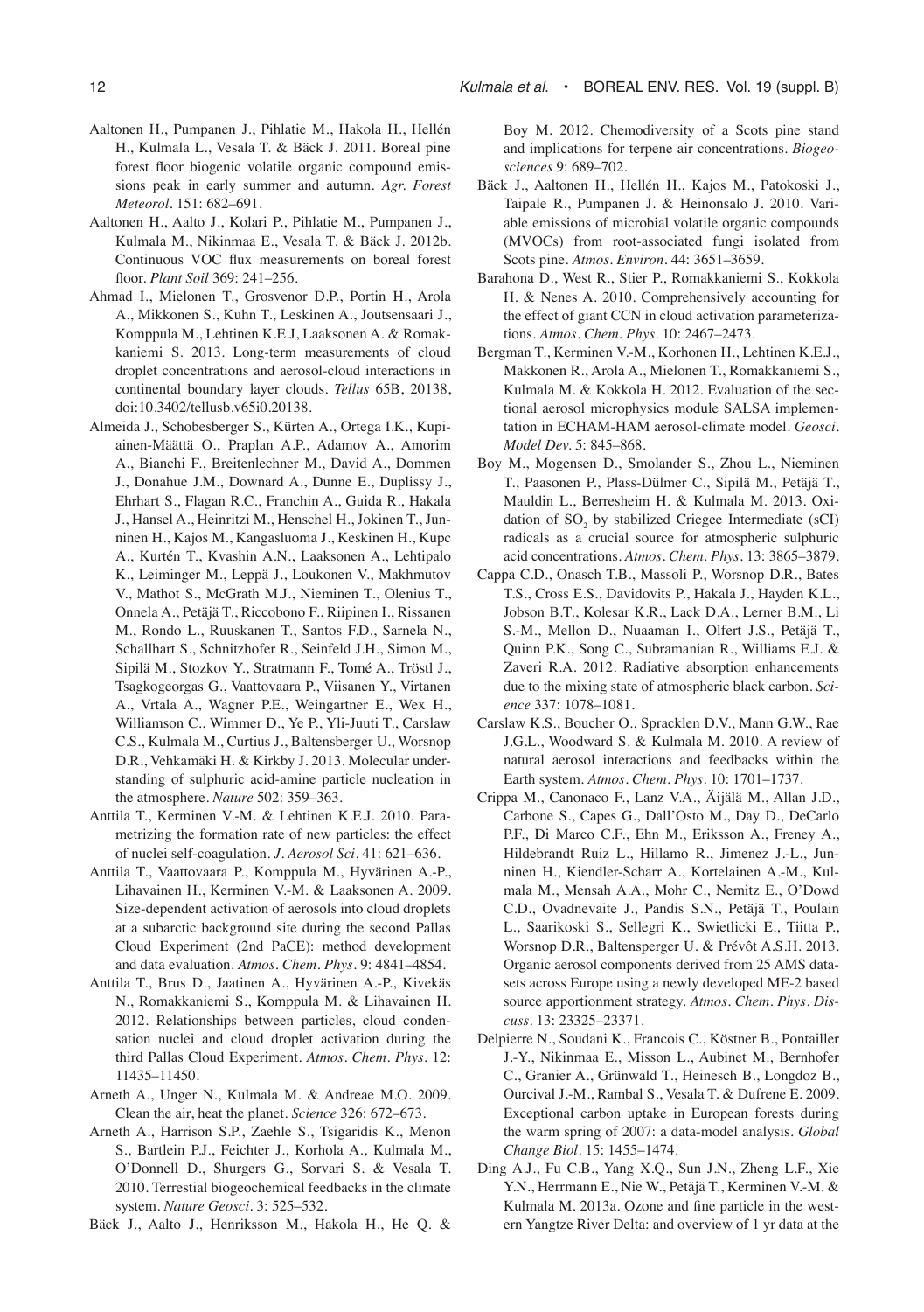Aaltonen H., Pumpanen J., Pihlatie M., Hakola H., Hellén H., Kulmala L., Vesala T. & Bäck J. 2011. Boreal pine forest floor biogenic volatile organic compound emissions peak in early summer and autumn. *Agr. Forest Meteorol.* 151: 682–691.

Aaltonen H., Aalto J., Kolari P., Pihlatie M., Pumpanen J., Kulmala M., Nikinmaa E., Vesala T. & Bäck J. 2012b. Continuous VOC flux measurements on boreal forest floor. *Plant Soil* 369: 241–256.

Ahmad I., Mielonen T., Grosvenor D.P., Portin H., Arola A., Mikkonen S., Kuhn T., Leskinen A., Joutsensaari J., Komppula M., Lehtinen K.E.J, Laaksonen A. & Romakkaniemi S. 2013. Long-term measurements of cloud droplet concentrations and aerosol-cloud interactions in continental boundary layer clouds. *Tellus* 65B, 20138, doi:10.3402/tellusb.v65i0.20138.

Almeida J., Schobesberger S., Kürten A., Ortega I.K., Kupiainen-Määttä O., Praplan A.P., Adamov A., Amorim A., Bianchi F., Breitenlechner M., David A., Dommen J., Donahue J.M., Downard A., Dunne E., Duplissy J., Ehrhart S., Flagan R.C., Franchin A., Guida R., Hakala J., Hansel A., Heinritzi M., Henschel H., Jokinen T., Junninen H., Kajos M., Kangasluoma J., Keskinen H., Kupc A., Kurtén T., Kvashin A.N., Laaksonen A., Lehtipalo K., Leiminger M., Leppä J., Loukonen V., Makhmutov V., Mathot S., McGrath M.J., Nieminen T., Olenius T., Onnela A., Petäjä T., Riccobono F., Riipinen I., Rissanen M., Rondo L., Ruuskanen T., Santos F.D., Sarnela N., Schallhart S., Schnitzhofer R., Seinfeld J.H., Simon M., Sipilä M., Stozkov Y., Stratmann F., Tomé A., Tröstl J., Tsagkogeorgas G., Vaattovaara P., Viisanen Y., Virtanen A., Vrtala A., Wagner P.E., Weingartner E., Wex H., Williamson C., Wimmer D., Ye P., Yli-Juuti T., Carslaw C.S., Kulmala M., Curtius J., Baltensberger U., Worsnop D.R., Vehkamäki H. & Kirkby J. 2013. Molecular understanding of sulphuric acid-amine particle nucleation in the atmosphere. *Nature* 502: 359–363.

Anttila T., Kerminen V.-M. & Lehtinen K.E.J. 2010. Parametrizing the formation rate of new particles: the effect of nuclei self-coagulation. *J. Aerosol Sci.* 41: 621–636.

Anttila T., Vaattovaara P., Komppula M., Hyvärinen A.-P., Lihavainen H., Kerminen V.-M. & Laaksonen A. 2009. Size-dependent activation of aerosols into cloud droplets at a subarctic background site during the second Pallas Cloud Experiment (2nd PaCE): method development and data evaluation. *Atmos. Chem. Phys.* 9: 4841–4854.

Anttila T., Brus D., Jaatinen A., Hyvärinen A.-P., Kivekäs N., Romakkaniemi S., Komppula M. & Lihavainen H. 2012. Relationships between particles, cloud condensation nuclei and cloud droplet activation during the third Pallas Cloud Experiment. *Atmos. Chem. Phys.* 12: 11435–11450.

Arneth A., Unger N., Kulmala M. & Andreae M.O. 2009. Clean the air, heat the planet. *Science* 326: 672–673.

Arneth A., Harrison S.P., Zaehle S., Tsigaridis K., Menon S., Bartlein P.J., Feichter J., Korhola A., Kulmala M., O'Donnell D., Shurgers G., Sorvari S. & Vesala T. 2010. Terrestial biogeochemical feedbacks in the climate system. *Nature Geosci.* 3: 525–532.

Bäck J., Aalto J., Henriksson M., Hakola H., He Q. & Boy M. 2012. Chemodiversity of a Scots pine stand and implications for terpene air concentrations. *Biogeosciences* 9: 689–702.

Bäck J., Aaltonen H., Hellén H., Kajos M., Patokoski J., Taipale R., Pumpanen J. & Heinonsalo J. 2010. Variable emissions of microbial volatile organic compounds (MVOCs) from root-associated fungi isolated from Scots pine. *Atmos. Environ.* 44: 3651–3659.

Barahona D., West R., Stier P., Romakkaniemi S., Kokkola H. & Nenes A. 2010. Comprehensively accounting for the effect of giant CCN in cloud activation parameterizations. *Atmos. Chem. Phys.* 10: 2467–2473.

Bergman T., Kerminen V.-M., Korhonen H., Lehtinen K.E.J., Makkonen R., Arola A., Mielonen T., Romakkaniemi S., Kulmala M. & Kokkola H. 2012. Evaluation of the sectional aerosol microphysics module SALSA implementation in ECHAM-HAM aerosol-climate model. *Geosci. Model Dev.* 5: 845–868.

Boy M., Mogensen D., Smolander S., Zhou L., Nieminen T., Paasonen P., Plass-Dülmer C., Sipilä M., Petäjä T., Mauldin L., Berresheim H. & Kulmala M. 2013. Oxidation of $SO_2$ by stabilized Criegee Intermediate (sCI) radicals as a crucial source for atmospheric sulphuric acid concentrations. *Atmos. Chem. Phys.* 13: 3865–3879.

Cappa C.D., Onasch T.B., Massoli P., Worsnop D.R., Bates T.S., Cross E.S., Davidovits P., Hakala J., Hayden K.L., Jobson B.T., Kolesar K.R., Lack D.A., Lerner B.M., Li S.-M., Mellon D., Nuaaman I., Olfert J.S., Petäjä T., Quinn P.K., Song C., Subramanian R., Williams E.J. & Zaveri R.A. 2012. Radiative absorption enhancements due to the mixing state of atmospheric black carbon. *Science* 337: 1078–1081.

Carslaw K.S., Boucher O., Spracklen D.V., Mann G.W., Rae J.G.L., Woodward S. & Kulmala M. 2010. A review of natural aerosol interactions and feedbacks within the Earth system. *Atmos. Chem. Phys.* 10: 1701–1737.

Crippa M., Canonaco F., Lanz V.A., Äijälä M., Allan J.D., Carbone S., Capes G., Dall'Osto M., Day D., DeCarlo P.F., Di Marco C.F., Ehn M., Eriksson A., Freney A., Hildebrandt Ruiz L., Hillamo R., Jimenez J.-L., Junninen H., Kiendler-Scharr A., Kortelainen A.-M., Kulmala M., Mensah A.A., Mohr C., Nemitz E., O'Dowd C.D., Ovadnevaite J., Pandis S.N., Petäjä T., Poulain L., Saarikoski S., Sellegri K., Swietlicki E., Tiitta P., Worsnop D.R., Baltensperger U. & Prévôt A.S.H. 2013. Organic aerosol components derived from 25 AMS datasets across Europe using a newly developed ME-2 based source apportionment strategy. *Atmos. Chem. Phys. Discuss.* 13: 23325–23371.

Delpierre N., Soudani K., Francois C., Köstner B., Pontailler J.-Y., Nikinmaa E., Misson L., Aubinet M., Bernhofer C., Granier A., Grünwald T., Heinesch B., Longdoz B., Ourcival J.-M., Rambal S., Vesala T. & Dufrene E. 2009. Exceptional carbon uptake in European forests during the warm spring of 2007: a data-model analysis. *Global Change Biol.* 15: 1455–1474.

Ding A.J., Fu C.B., Yang X.Q., Sun J.N., Zheng L.F., Xie Y.N., Herrmann E., Nie W., Petäjä T., Kerminen V.-M. & Kulmala M. 2013a. Ozone and fine particle in the western Yangtze River Delta: and overview of 1 yr data at the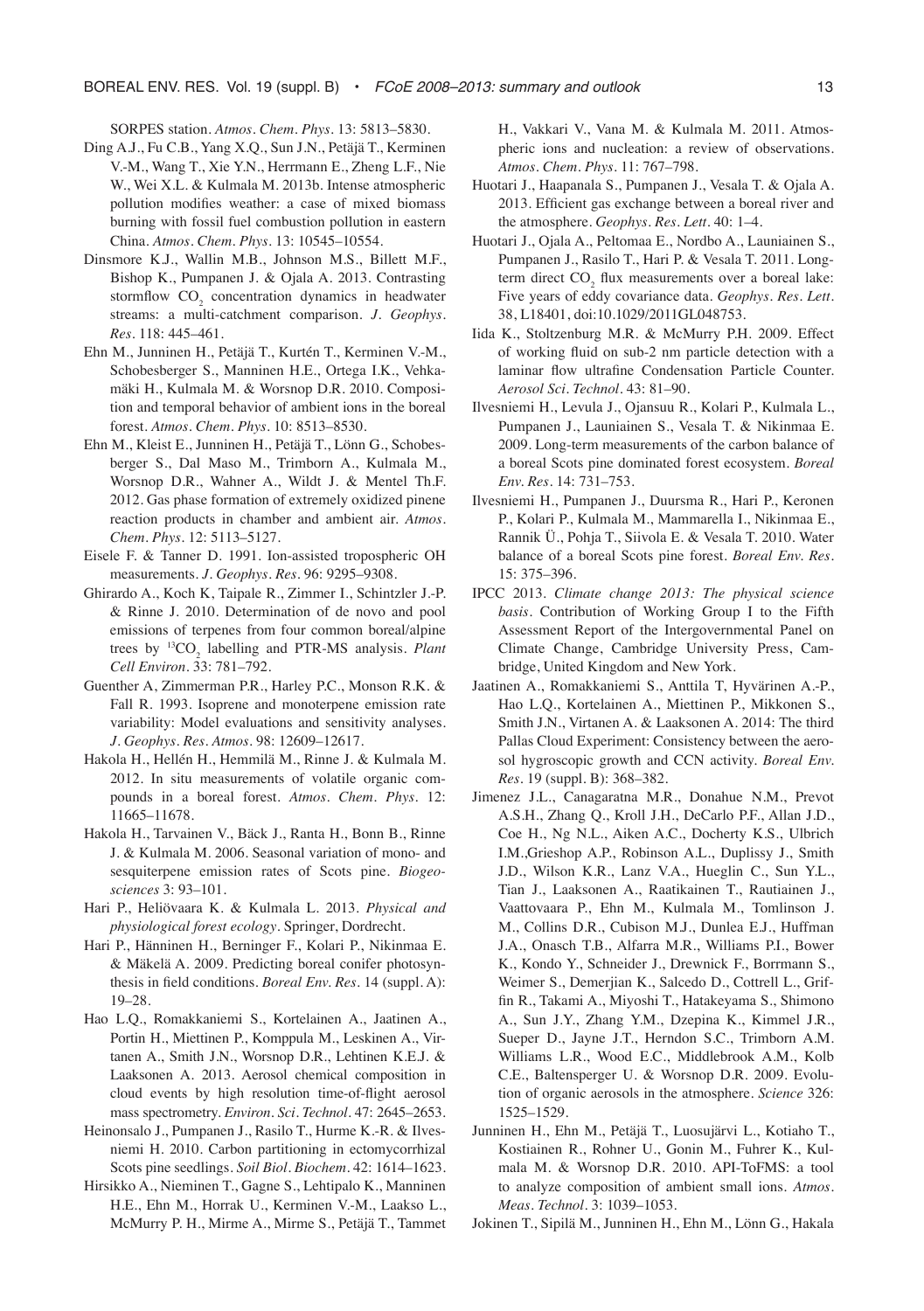SORPES station. *Atmos. Chem. Phys.* 13: 5813–5830.

Ding A.J., Fu C.B., Yang X.Q., Sun J.N., Petäjä T., Kerminen V.-M., Wang T., Xie Y.N., Herrmann E., Zheng L.F., Nie W., Wei X.L. & Kulmala M. 2013b. Intense atmospheric pollution modifies weather: a case of mixed biomass burning with fossil fuel combustion pollution in eastern China. *Atmos. Chem. Phys.* 13: 10545–10554.

Dinsmore K.J., Wallin M.B., Johnson M.S., Billett M.F., Bishop K., Pumpanen J. & Ojala A. 2013. Contrasting stormflow $CO_2$ concentration dynamics in headwater streams: a multi-catchment comparison. *J. Geophys. Res.* 118: 445–461.

Ehn M., Junninen H., Petäjä T., Kurtén T., Kerminen V.-M., Schobesberger S., Manninen H.E., Ortega I.K., Vehkamäki H., Kulmala M. & Worsnop D.R. 2010. Composition and temporal behavior of ambient ions in the boreal forest. *Atmos. Chem. Phys.* 10: 8513–8530.

Ehn M., Kleist E., Junninen H., Petäjä T., Lönn G., Schobesberger S., Dal Maso M., Trimborn A., Kulmala M., Worsnop D.R., Wahner A., Wildt J. & Mentel Th.F. 2012. Gas phase formation of extremely oxidized pinene reaction products in chamber and ambient air. *Atmos. Chem. Phys.* 12: 5113–5127.

Eisele F. & Tanner D. 1991. Ion-assisted tropospheric OH measurements. *J. Geophys. Res.* 96: 9295–9308.

Ghirardo A., Koch K, Taipale R., Zimmer I., Schintzler J.-P. & Rinne J. 2010. Determination of de novo and pool emissions of terpenes from four common boreal/alpine trees by $^{13}CO_2$ labelling and PTR-MS analysis. *Plant Cell Environ.* 33: 781–792.

Guenther A, Zimmerman P.R., Harley P.C., Monson R.K. & Fall R. 1993. Isoprene and monoterpene emission rate variability: Model evaluations and sensitivity analyses. *J. Geophys. Res. Atmos.* 98: 12609–12617.

Hakola H., Hellén H., Hemmilä M., Rinne J. & Kulmala M. 2012. In situ measurements of volatile organic compounds in a boreal forest. *Atmos. Chem. Phys.* 12: 11665–11678.

Hakola H., Tarvainen V., Bäck J., Ranta H., Bonn B., Rinne J. & Kulmala M. 2006. Seasonal variation of mono- and sesquiterpene emission rates of Scots pine. *Biogeosciences* 3: 93–101.

Hari P., Heliövaara K. & Kulmala L. 2013. *Physical and physiological forest ecology*. Springer, Dordrecht.

Hari P., Hänninen H., Berninger F., Kolari P., Nikinmaa E. & Mäkelä A. 2009. Predicting boreal conifer photosynthesis in field conditions. *Boreal Env. Res.* 14 (suppl. A): 19–28.

Hao L.Q., Romakkaniemi S., Kortelainen A., Jaatinen A., Portin H., Miettinen P., Komppula M., Leskinen A., Virtanen A., Smith J.N., Worsnop D.R., Lehtinen K.E.J. & Laaksonen A. 2013. Aerosol chemical composition in cloud events by high resolution time-of-flight aerosol mass spectrometry. *Environ. Sci. Technol.* 47: 2645–2653.

Heinonsalo J., Pumpanen J., Rasilo T., Hurme K.-R. & Ilvesniemi H. 2010. Carbon partitioning in ectomycorrhizal Scots pine seedlings. *Soil Biol. Biochem.* 42: 1614–1623.

Hirsikko A., Nieminen T., Gagne S., Lehtipalo K., Manninen H.E., Ehn M., Horrak U., Kerminen V.-M., Laakso L., McMurry P. H., Mirme A., Mirme S., Petäjä T., Tammet H., Vakkari V., Vana M. & Kulmala M. 2011. Atmospheric ions and nucleation: a review of observations. *Atmos. Chem. Phys.* 11: 767–798.

Huotari J., Haapanala S., Pumpanen J., Vesala T. & Ojala A. 2013. Efficient gas exchange between a boreal river and the atmosphere. *Geophys. Res. Lett.* 40: 1–4.

Huotari J., Ojala A., Peltomaa E., Nordbo A., Launiainen S., Pumpanen J., Rasilo T., Hari P. & Vesala T. 2011. Long-term direct $CO_2$ flux measurements over a boreal lake: Five years of eddy covariance data. *Geophys. Res. Lett.* 38, L18401, doi:10.1029/2011GL048753.

Iida K., Stoltzenburg M.R. & McMurry P.H. 2009. Effect of working fluid on sub-2 nm particle detection with a laminar flow ultrafine Condensation Particle Counter. *Aerosol Sci. Technol.* 43: 81–90.

Ilvesniemi H., Levula J., Ojansuu R., Kolari P., Kulmala L., Pumpanen J., Launiainen S., Vesala T. & Nikinmaa E. 2009. Long-term measurements of the carbon balance of a boreal Scots pine dominated forest ecosystem. *Boreal Env. Res.* 14: 731–753.

Ilvesniemi H., Pumpanen J., Duursma R., Hari P., Keronen P., Kolari P., Kulmala M., Mammarella I., Nikinmaa E., Rannik Ü., Pohja T., Siivola E. & Vesala T. 2010. Water balance of a boreal Scots pine forest. *Boreal Env. Res.* 15: 375–396.

IPCC 2013. *Climate change 2013: The physical science basis*. Contribution of Working Group I to the Fifth Assessment Report of the Intergovernmental Panel on Climate Change, Cambridge University Press, Cambridge, United Kingdom and New York.

Jaatinen A., Romakkaniemi S., Anttila T, Hyvärinen A.-P., Hao L.Q., Kortelainen A., Miettinen P., Mikkonen S., Smith J.N., Virtanen A. & Laaksonen A. 2014: The third Pallas Cloud Experiment: Consistency between the aerosol hygroscopic growth and CCN activity. *Boreal Env. Res.* 19 (suppl. B): 368–382.

Jimenez J.L., Canagaratna M.R., Donahue N.M., Prevot A.S.H., Zhang Q., Kroll J.H., DeCarlo P.F., Allan J.D., Coe H., Ng N.L., Aiken A.C., Docherty K.S., Ulbrich I.M.,Grieshop A.P., Robinson A.L., Duplissy J., Smith J.D., Wilson K.R., Lanz V.A., Hueglin C., Sun Y.L., Tian J., Laaksonen A., Raatikainen T., Rautiainen J., Vaattovaara P., Ehn M., Kulmala M., Tomlinson J. M., Collins D.R., Cubison M.J., Dunlea E.J., Huffman J.A., Onasch T.B., Alfarra M.R., Williams P.I., Bower K., Kondo Y., Schneider J., Drewnick F., Borrmann S., Weimer S., Demerjian K., Salcedo D., Cottrell L., Griffin R., Takami A., Miyoshi T., Hatakeyama S., Shimono A., Sun J.Y., Zhang Y.M., Dzepina K., Kimmel J.R., Sueper D., Jayne J.T., Herndon S.C., Trimborn A.M. Williams L.R., Wood E.C., Middlebrook A.M., Kolb C.E., Baltensperger U. & Worsnop D.R. 2009. Evolution of organic aerosols in the atmosphere. *Science* 326: 1525–1529.

Junninen H., Ehn M., Petäjä T., Luosujärvi L., Kotiaho T., Kostiainen R., Rohner U., Gonin M., Fuhrer K., Kulmala M. & Worsnop D.R. 2010. API-ToFMS: a tool to analyze composition of ambient small ions. *Atmos. Meas. Technol.* 3: 1039–1053.

Jokinen T., Sipilä M., Junninen H., Ehn M., Lönn G., Hakala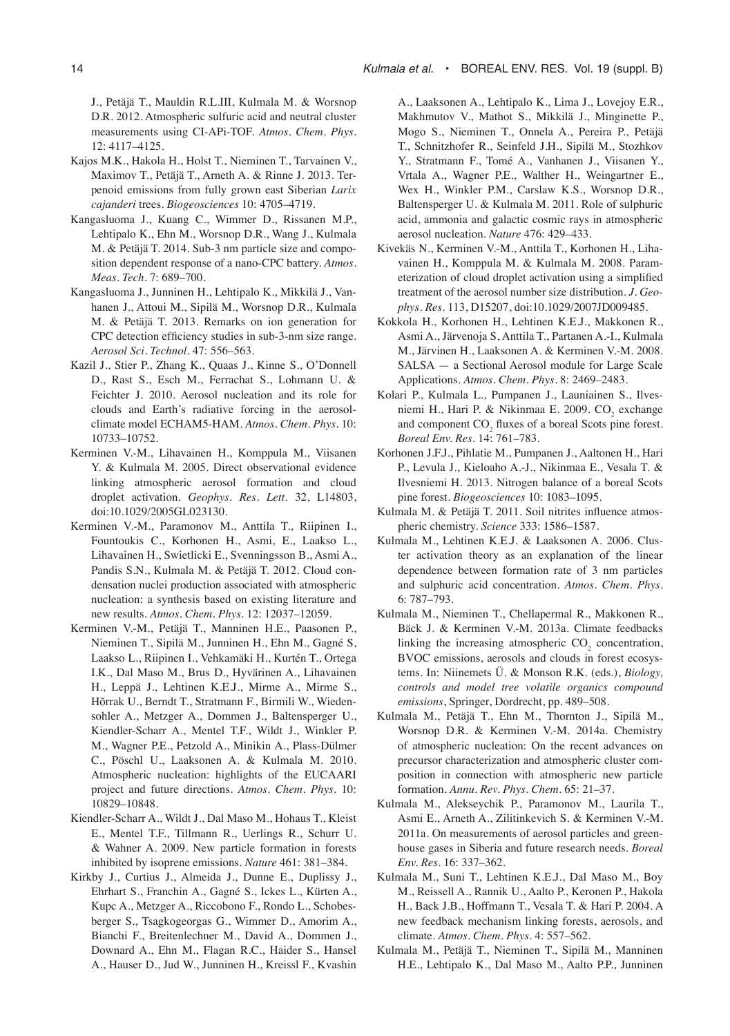J., Petäjä T., Mauldin R.L.III, Kulmala M. & Worsnop D.R. 2012. Atmospheric sulfuric acid and neutral cluster measurements using CI-APi-TOF. *Atmos. Chem. Phys.* 12: 4117–4125.

Kajos M.K., Hakola H., Holst T., Nieminen T., Tarvainen V., Maximov T., Petäjä T., Arneth A. & Rinne J. 2013. Terpenoid emissions from fully grown east Siberian *Larix cajanderi* trees. *Biogeosciences* 10: 4705–4719.

Kangasluoma J., Kuang C., Wimmer D., Rissanen M.P., Lehtipalo K., Ehn M., Worsnop D.R., Wang J., Kulmala M. & Petäjä T. 2014. Sub-3 nm particle size and composition dependent response of a nano-CPC battery. *Atmos. Meas. Tech.* 7: 689–700.

Kangasluoma J., Junninen H., Lehtipalo K., Mikkilä J., Vanhanen J., Attoui M., Sipilä M., Worsnop D.R., Kulmala M. & Petäjä T. 2013. Remarks on ion generation for CPC detection efficiency studies in sub-3-nm size range. *Aerosol Sci. Technol.* 47: 556–563.

Kazil J., Stier P., Zhang K., Quaas J., Kinne S., O'Donnell D., Rast S., Esch M., Ferrachat S., Lohmann U. & Feichter J. 2010. Aerosol nucleation and its role for clouds and Earth's radiative forcing in the aerosol-climate model ECHAM5-HAM. *Atmos. Chem. Phys.* 10: 10733–10752.

Kerminen V.-M., Lihavainen H., Komppula M., Viisanen Y. & Kulmala M. 2005. Direct observational evidence linking atmospheric aerosol formation and cloud droplet activation. *Geophys. Res. Lett.* 32, L14803, doi:10.1029/2005GL023130.

Kerminen V.-M., Paramonov M., Anttila T., Riipinen I., Fountoukis C., Korhonen H., Asmi, E., Laakso L., Lihavainen H., Swietlicki E., Svenningsson B., Asmi A., Pandis S.N., Kulmala M. & Petäjä T. 2012. Cloud condensation nuclei production associated with atmospheric nucleation: a synthesis based on existing literature and new results. *Atmos. Chem. Phys.* 12: 12037–12059.

Kerminen V.-M., Petäjä T., Manninen H.E., Paasonen P., Nieminen T., Sipilä M., Junninen H., Ehn M., Gagné S, Laakso L., Riipinen I., Vehkamäki H., Kurtén T., Ortega I.K., Dal Maso M., Brus D., Hyvärinen A., Lihavainen H., Leppä J., Lehtinen K.E.J., Mirme A., Mirme S., Hõrrak U., Berndt T., Stratmann F., Birmili W., Wiedensohler A., Metzger A., Dommen J., Baltensperger U., Kiendler-Scharr A., Mentel T.F., Wildt J., Winkler P. M., Wagner P.E., Petzold A., Minikin A., Plass-Dülmer C., Pöschl U., Laaksonen A. & Kulmala M. 2010. Atmospheric nucleation: highlights of the EUCAARI project and future directions. *Atmos. Chem. Phys.* 10: 10829–10848.

Kiendler-Scharr A., Wildt J., Dal Maso M., Hohaus T., Kleist E., Mentel T.F., Tillmann R., Uerlings R., Schurr U. & Wahner A. 2009. New particle formation in forests inhibited by isoprene emissions. *Nature* 461: 381–384.

Kirkby J., Curtius J., Almeida J., Dunne E., Duplissy J., Ehrhart S., Franchin A., Gagné S., Ickes L., Kürten A., Kupc A., Metzger A., Riccobono F., Rondo L., Schobesberger S., Tsagkogeorgas G., Wimmer D., Amorim A., Bianchi F., Breitenlechner M., David A., Dommen J., Downard A., Ehn M., Flagan R.C., Haider S., Hansel A., Hauser D., Jud W., Junninen H., Kreissl F., Kvashin A., Laaksonen A., Lehtipalo K., Lima J., Lovejoy E.R., Makhmutov V., Mathot S., Mikkilä J., Minginette P., Mogo S., Nieminen T., Onnela A., Pereira P., Petäjä T., Schnitzhofer R., Seinfeld J.H., Sipilä M., Stozhkov Y., Stratmann F., Tomé A., Vanhanen J., Viisanen Y., Vrtala A., Wagner P.E., Walther H., Weingartner E., Wex H., Winkler P.M., Carslaw K.S., Worsnop D.R., Baltensperger U. & Kulmala M. 2011. Role of sulphuric acid, ammonia and galactic cosmic rays in atmospheric aerosol nucleation. *Nature* 476: 429–433.

Kivekäs N., Kerminen V.-M., Anttila T., Korhonen H., Lihavainen H., Komppula M. & Kulmala M. 2008. Parameterization of cloud droplet activation using a simplified treatment of the aerosol number size distribution. *J. Geophys. Res.* 113, D15207, doi:10.1029/2007JD009485.

Kokkola H., Korhonen H., Lehtinen K.E.J., Makkonen R., Asmi A., Järvenoja S, Anttila T., Partanen A.-I., Kulmala M., Järvinen H., Laaksonen A. & Kerminen V.-M. 2008. SALSA — a Sectional Aerosol module for Large Scale Applications. *Atmos. Chem. Phys.* 8: 2469–2483.

Kolari P., Kulmala L., Pumpanen J., Launiainen S., Ilvesniemi H., Hari P. & Nikinmaa E. 2009. $CO_2$ exchange and component $CO_2$ fluxes of a boreal Scots pine forest. *Boreal Env. Res.* 14: 761–783.

Korhonen J.F.J., Pihlatie M., Pumpanen J., Aaltonen H., Hari P., Levula J., Kieloaho A.-J., Nikinmaa E., Vesala T. & Ilvesniemi H. 2013. Nitrogen balance of a boreal Scots pine forest. *Biogeosciences* 10: 1083–1095.

Kulmala M. & Petäjä T. 2011. Soil nitrites influence atmospheric chemistry. *Science* 333: 1586–1587.

Kulmala M., Lehtinen K.E.J. & Laaksonen A. 2006. Cluster activation theory as an explanation of the linear dependence between formation rate of 3 nm particles and sulphuric acid concentration. *Atmos. Chem. Phys.* 6: 787–793.

Kulmala M., Nieminen T., Chellapermal R., Makkonen R., Bäck J. & Kerminen V.-M. 2013a. Climate feedbacks linking the increasing atmospheric $CO_2$ concentration, BVOC emissions, aerosols and clouds in forest ecosystems. In: Niinemets Ü. & Monson R.K. (eds.), *Biology, controls and model tree volatile organics compound emissions*, Springer, Dordrecht, pp. 489–508.

Kulmala M., Petäjä T., Ehn M., Thornton J., Sipilä M., Worsnop D.R. & Kerminen V.-M. 2014a. Chemistry of atmospheric nucleation: On the recent advances on precursor characterization and atmospheric cluster composition in connection with atmospheric new particle formation. *Annu. Rev. Phys. Chem.* 65: 21–37.

Kulmala M., Alekseychik P., Paramonov M., Laurila T., Asmi E., Arneth A., Zilitinkevich S. & Kerminen V.-M. 2011a. On measurements of aerosol particles and greenhouse gases in Siberia and future research needs. *Boreal Env. Res.* 16: 337–362.

Kulmala M., Suni T., Lehtinen K.E.J., Dal Maso M., Boy M., Reissell A., Rannik U., Aalto P., Keronen P., Hakola H., Back J.B., Hoffmann T., Vesala T. & Hari P. 2004. A new feedback mechanism linking forests, aerosols, and climate. *Atmos. Chem. Phys.* 4: 557–562.

Kulmala M., Petäjä T., Nieminen T., Sipilä M., Manninen H.E., Lehtipalo K., Dal Maso M., Aalto P.P., Junninen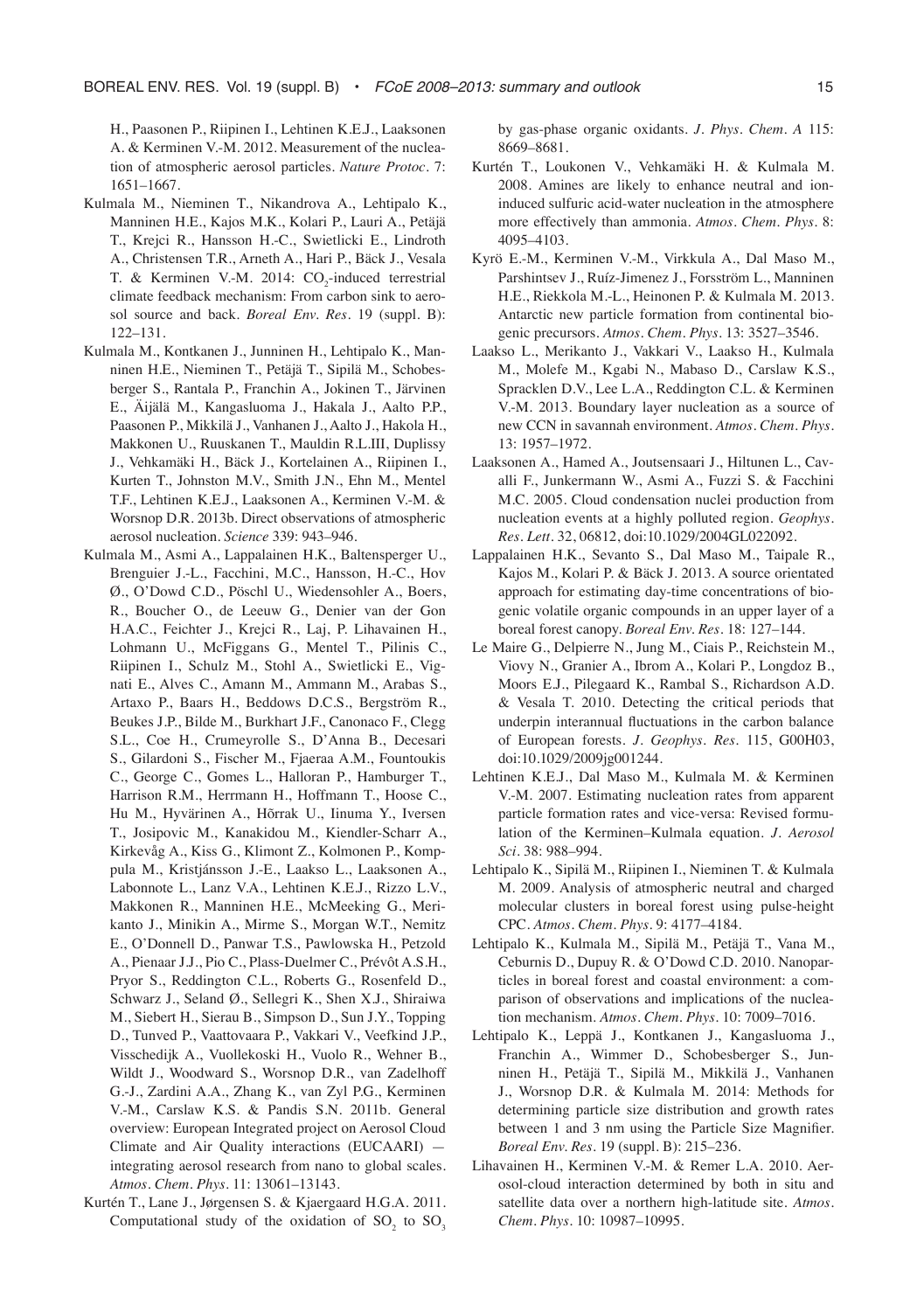H., Paasonen P., Riipinen I., Lehtinen K.E.J., Laaksonen A. & Kerminen V.-M. 2012. Measurement of the nucleation of atmospheric aerosol particles. *Nature Protoc.* 7: 1651–1667.

Kulmala M., Nieminen T., Nikandrova A., Lehtipalo K., Manninen H.E., Kajos M.K., Kolari P., Lauri A., Petäjä T., Krejci R., Hansson H.-C., Swietlicki E., Lindroth A., Christensen T.R., Arneth A., Hari P., Bäck J., Vesala T. & Kerminen V.-M. 2014: $CO_2$-induced terrestrial climate feedback mechanism: From carbon sink to aerosol source and back. *Boreal Env. Res.* 19 (suppl. B): 122–131.

Kulmala M., Kontkanen J., Junninen H., Lehtipalo K., Manninen H.E., Nieminen T., Petäjä T., Sipilä M., Schobesberger S., Rantala P., Franchin A., Jokinen T., Järvinen E., Äijälä M., Kangasluoma J., Hakala J., Aalto P.P., Paasonen P., Mikkilä J., Vanhanen J., Aalto J., Hakola H., Makkonen U., Ruuskanen T., Mauldin R.L.III, Duplissy J., Vehkamäki H., Bäck J., Kortelainen A., Riipinen I., Kurten T., Johnston M.V., Smith J.N., Ehn M., Mentel T.F., Lehtinen K.E.J., Laaksonen A., Kerminen V.-M. & Worsnop D.R. 2013b. Direct observations of atmospheric aerosol nucleation. *Science* 339: 943–946.

Kulmala M., Asmi A., Lappalainen H.K., Baltensperger U., Brenguier J.-L., Facchini, M.C., Hansson, H.-C., Hov Ø., O'Dowd C.D., Pöschl U., Wiedensohler A., Boers, R., Boucher O., de Leeuw G., Denier van der Gon H.A.C., Feichter J., Krejci R., Laj, P. Lihavainen H., Lohmann U., McFiggans G., Mentel T., Pilinis C., Riipinen I., Schulz M., Stohl A., Swietlicki E., Vignati E., Alves C., Amann M., Ammann M., Arabas S., Artaxo P., Baars H., Beddows D.C.S., Bergström R., Beukes J.P., Bilde M., Burkhart J.F., Canonaco F., Clegg S.L., Coe H., Crumeyrolle S., D'Anna B., Decesari S., Gilardoni S., Fischer M., Fjaeraa A.M., Fountoukis C., George C., Gomes L., Halloran P., Hamburger T., Harrison R.M., Herrmann H., Hoffmann T., Hoose C., Hu M., Hyvärinen A., Hõrrak U., Iinuma Y., Iversen T., Josipovic M., Kanakidou M., Kiendler-Scharr A., Kirkevåg A., Kiss G., Klimont Z., Kolmonen P., Komppula M., Kristjánsson J.-E., Laakso L., Laaksonen A., Labonnote L., Lanz V.A., Lehtinen K.E.J., Rizzo L.V., Makkonen R., Manninen H.E., McMeeking G., Merikanto J., Minikin A., Mirme S., Morgan W.T., Nemitz E., O'Donnell D., Panwar T.S., Pawlowska H., Petzold A., Pienaar J.J., Pio C., Plass-Duelmer C., Prévôt A.S.H., Pryor S., Reddington C.L., Roberts G., Rosenfeld D., Schwarz J., Seland Ø., Sellegri K., Shen X.J., Shiraiwa M., Siebert H., Sierau B., Simpson D., Sun J.Y., Topping D., Tunved P., Vaattovaara P., Vakkari V., Veefkind J.P., Visschedijk A., Vuollekoski H., Vuolo R., Wehner B., Wildt J., Woodward S., Worsnop D.R., van Zadelhoff G.-J., Zardini A.A., Zhang K., van Zyl P.G., Kerminen V.-M., Carslaw K.S. & Pandis S.N. 2011b. General overview: European Integrated project on Aerosol Cloud Climate and Air Quality interactions (EUCAARI) — integrating aerosol research from nano to global scales. *Atmos. Chem. Phys.* 11: 13061–13143.

Kurtén T., Lane J., Jørgensen S. & Kjaergaard H.G.A. 2011. Computational study of the oxidation of $SO_2$ to $SO_3$ by gas-phase organic oxidants. *J. Phys. Chem. A* 115: 8669–8681.

Kurtén T., Loukonen V., Vehkamäki H. & Kulmala M. 2008. Amines are likely to enhance neutral and ion-induced sulfuric acid-water nucleation in the atmosphere more effectively than ammonia. *Atmos. Chem. Phys.* 8: 4095–4103.

Kyrö E.-M., Kerminen V.-M., Virkkula A., Dal Maso M., Parshintsev J., Ruíz-Jimenez J., Forsström L., Manninen H.E., Riekkola M.-L., Heinonen P. & Kulmala M. 2013. Antarctic new particle formation from continental biogenic precursors. *Atmos. Chem. Phys.* 13: 3527–3546.

Laakso L., Merikanto J., Vakkari V., Laakso H., Kulmala M., Molefe M., Kgabi N., Mabaso D., Carslaw K.S., Spracklen D.V., Lee L.A., Reddington C.L. & Kerminen V.-M. 2013. Boundary layer nucleation as a source of new CCN in savannah environment. *Atmos. Chem. Phys.* 13: 1957–1972.

Laaksonen A., Hamed A., Joutsensaari J., Hiltunen L., Cavalli F., Junkermann W., Asmi A., Fuzzi S. & Facchini M.C. 2005. Cloud condensation nuclei production from nucleation events at a highly polluted region. *Geophys. Res. Lett.* 32, 06812, doi:10.1029/2004GL022092.

Lappalainen H.K., Sevanto S., Dal Maso M., Taipale R., Kajos M., Kolari P. & Bäck J. 2013. A source orientated approach for estimating day-time concentrations of biogenic volatile organic compounds in an upper layer of a boreal forest canopy. *Boreal Env. Res.* 18: 127–144.

Le Maire G., Delpierre N., Jung M., Ciais P., Reichstein M., Viovy N., Granier A., Ibrom A., Kolari P., Longdoz B., Moors E.J., Pilegaard K., Rambal S., Richardson A.D. & Vesala T. 2010. Detecting the critical periods that underpin interannual fluctuations in the carbon balance of European forests. *J. Geophys. Res.* 115, G00H03, doi:10.1029/2009jg001244.

Lehtinen K.E.J., Dal Maso M., Kulmala M. & Kerminen V.-M. 2007. Estimating nucleation rates from apparent particle formation rates and vice-versa: Revised formulation of the Kerminen–Kulmala equation. *J. Aerosol Sci.* 38: 988–994.

Lehtipalo K., Sipilä M., Riipinen I., Nieminen T. & Kulmala M. 2009. Analysis of atmospheric neutral and charged molecular clusters in boreal forest using pulse-height CPC. *Atmos. Chem. Phys.* 9: 4177–4184.

Lehtipalo K., Kulmala M., Sipilä M., Petäjä T., Vana M., Ceburnis D., Dupuy R. & O'Dowd C.D. 2010. Nanoparticles in boreal forest and coastal environment: a comparison of observations and implications of the nucleation mechanism. *Atmos. Chem. Phys.* 10: 7009–7016.

Lehtipalo K., Leppä J., Kontkanen J., Kangasluoma J., Franchin A., Wimmer D., Schobesberger S., Junninen H., Petäjä T., Sipilä M., Mikkilä J., Vanhanen J., Worsnop D.R. & Kulmala M. 2014: Methods for determining particle size distribution and growth rates between 1 and 3 nm using the Particle Size Magnifier. *Boreal Env. Res.* 19 (suppl. B): 215–236.

Lihavainen H., Kerminen V.-M. & Remer L.A. 2010. Aerosol-cloud interaction determined by both in situ and satellite data over a northern high-latitude site. *Atmos. Chem. Phys.* 10: 10987–10995.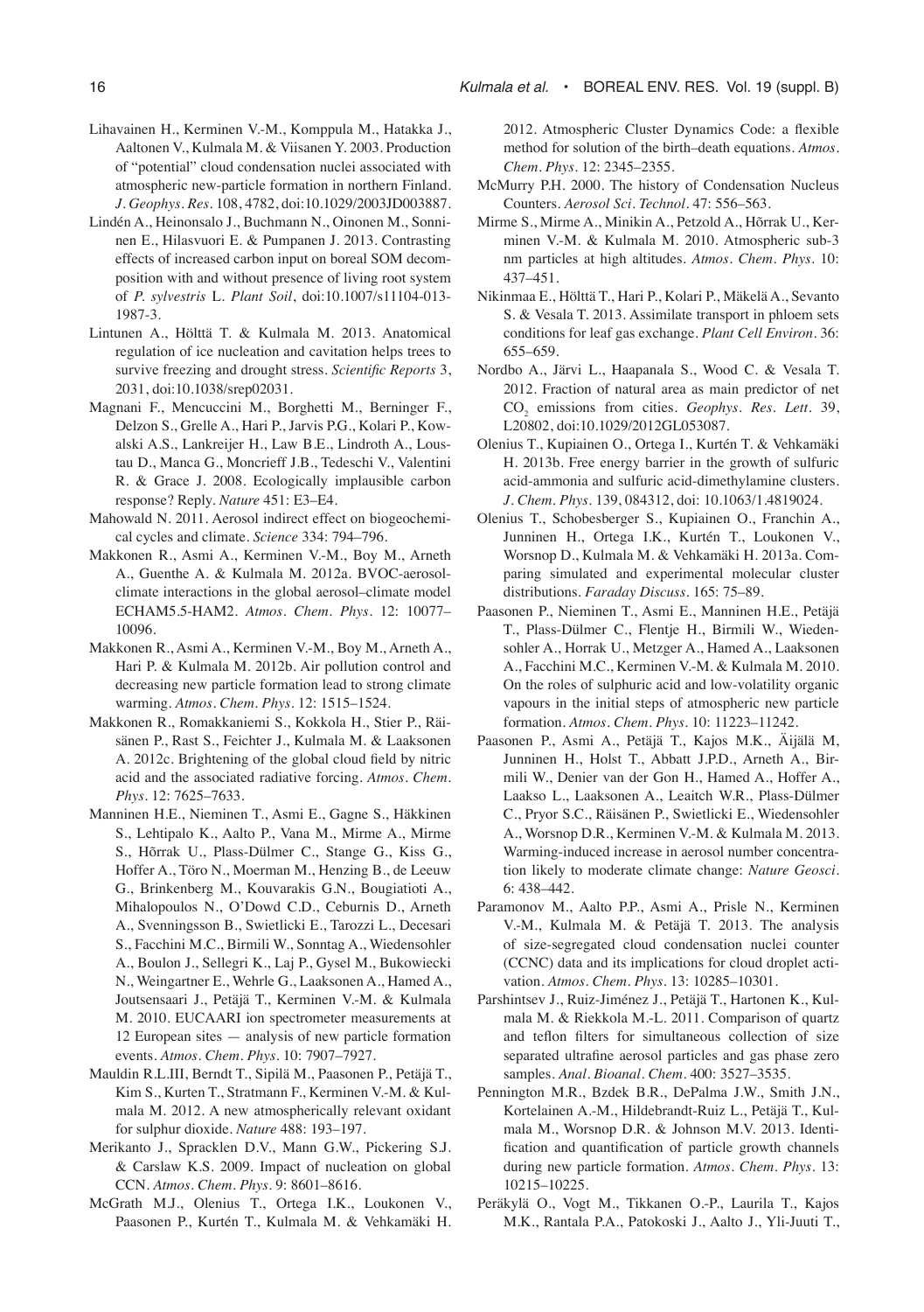Lihavainen H., Kerminen V.-M., Komppula M., Hatakka J., Aaltonen V., Kulmala M. & Viisanen Y. 2003. Production of "potential" cloud condensation nuclei associated with atmospheric new-particle formation in northern Finland. *J. Geophys. Res.* 108, 4782, doi:10.1029/2003JD003887.

Lindén A., Heinonsalo J., Buchmann N., Oinonen M., Sonninen E., Hilasvuori E. & Pumpanen J. 2013. Contrasting effects of increased carbon input on boreal SOM decomposition with and without presence of living root system of *P. sylvestris* L. *Plant Soil*, doi:10.1007/s11104-013-1987-3.

Lintunen A., Hölttä T. & Kulmala M. 2013. Anatomical regulation of ice nucleation and cavitation helps trees to survive freezing and drought stress. *Scientific Reports* 3, 2031, doi:10.1038/srep02031.

Magnani F., Mencuccini M., Borghetti M., Berninger F., Delzon S., Grelle A., Hari P., Jarvis P.G., Kolari P., Kowalski A.S., Lankreijer H., Law B.E., Lindroth A., Loustau D., Manca G., Moncrieff J.B., Tedeschi V., Valentini R. & Grace J. 2008. Ecologically implausible carbon response? Reply. *Nature* 451: E3–E4.

Mahowald N. 2011. Aerosol indirect effect on biogeochemical cycles and climate. *Science* 334: 794–796.

Makkonen R., Asmi A., Kerminen V.-M., Boy M., Arneth A., Guenthe A. & Kulmala M. 2012a. BVOC-aerosol-climate interactions in the global aerosol–climate model ECHAM5.5-HAM2. *Atmos. Chem. Phys.* 12: 10077–10096.

Makkonen R., Asmi A., Kerminen V.-M., Boy M., Arneth A., Hari P. & Kulmala M. 2012b. Air pollution control and decreasing new particle formation lead to strong climate warming. *Atmos. Chem. Phys.* 12: 1515–1524.

Makkonen R., Romakkaniemi S., Kokkola H., Stier P., Räisänen P., Rast S., Feichter J., Kulmala M. & Laaksonen A. 2012c. Brightening of the global cloud field by nitric acid and the associated radiative forcing. *Atmos. Chem. Phys.* 12: 7625–7633.

Manninen H.E., Nieminen T., Asmi E., Gagne S., Häkkinen S., Lehtipalo K., Aalto P., Vana M., Mirme A., Mirme S., Hõrrak U., Plass-Dülmer C., Stange G., Kiss G., Hoffer A., Töro N., Moerman M., Henzing B., de Leeuw G., Brinkenberg M., Kouvarakis G.N., Bougiatioti A., Mihalopoulos N., O'Dowd C.D., Ceburnis D., Arneth A., Svenningsson B., Swietlicki E., Tarozzi L., Decesari S., Facchini M.C., Birmili W., Sonntag A., Wiedensohler A., Boulon J., Sellegri K., Laj P., Gysel M., Bukowiecki N., Weingartner E., Wehrle G., Laaksonen A., Hamed A., Joutsensaari J., Petäjä T., Kerminen V.-M. & Kulmala M. 2010. EUCAARI ion spectrometer measurements at 12 European sites — analysis of new particle formation events. *Atmos. Chem. Phys.* 10: 7907–7927.

Mauldin R.L.III, Berndt T., Sipilä M., Paasonen P., Petäjä T., Kim S., Kurten T., Stratmann F., Kerminen V.-M. & Kulmala M. 2012. A new atmospherically relevant oxidant for sulphur dioxide. *Nature* 488: 193–197.

Merikanto J., Spracklen D.V., Mann G.W., Pickering S.J. & Carslaw K.S. 2009. Impact of nucleation on global CCN. *Atmos. Chem. Phys.* 9: 8601–8616.

McGrath M.J., Olenius T., Ortega I.K., Loukonen V., Paasonen P., Kurtén T., Kulmala M. & Vehkamäki H. 2012. Atmospheric Cluster Dynamics Code: a flexible method for solution of the birth–death equations. *Atmos. Chem. Phys.* 12: 2345–2355.

McMurry P.H. 2000. The history of Condensation Nucleus Counters. *Aerosol Sci. Technol.* 47: 556–563.

Mirme S., Mirme A., Minikin A., Petzold A., Hõrrak U., Kerminen V.-M. & Kulmala M. 2010. Atmospheric sub-3 nm particles at high altitudes. *Atmos. Chem. Phys.* 10: 437–451.

Nikinmaa E., Hölttä T., Hari P., Kolari P., Mäkelä A., Sevanto S. & Vesala T. 2013. Assimilate transport in phloem sets conditions for leaf gas exchange. *Plant Cell Environ.* 36: 655–659.

Nordbo A., Järvi L., Haapanala S., Wood C. & Vesala T. 2012. Fraction of natural area as main predictor of net $CO_2$ emissions from cities. *Geophys. Res. Lett.* 39, L20802, doi:10.1029/2012GL053087.

Olenius T., Kupiainen O., Ortega I., Kurtén T. & Vehkamäki H. 2013b. Free energy barrier in the growth of sulfuric acid-ammonia and sulfuric acid-dimethylamine clusters. *J. Chem. Phys.* 139, 084312, doi: 10.1063/1.4819024.

Olenius T., Schobesberger S., Kupiainen O., Franchin A., Junninen H., Ortega I.K., Kurtén T., Loukonen V., Worsnop D., Kulmala M. & Vehkamäki H. 2013a. Comparing simulated and experimental molecular cluster distributions. *Faraday Discuss.* 165: 75–89.

Paasonen P., Nieminen T., Asmi E., Manninen H.E., Petäjä T., Plass-Dülmer C., Flentje H., Birmili W., Wiedensohler A., Horrak U., Metzger A., Hamed A., Laaksonen A., Facchini M.C., Kerminen V.-M. & Kulmala M. 2010. On the roles of sulphuric acid and low-volatility organic vapours in the initial steps of atmospheric new particle formation. *Atmos. Chem. Phys.* 10: 11223–11242.

Paasonen P., Asmi A., Petäjä T., Kajos M.K., Äijälä M, Junninen H., Holst T., Abbatt J.P.D., Arneth A., Birmili W., Denier van der Gon H., Hamed A., Hoffer A., Laakso L., Laaksonen A., Leaitch W.R., Plass-Dülmer C., Pryor S.C., Räisänen P., Swietlicki E., Wiedensohler A., Worsnop D.R., Kerminen V.-M. & Kulmala M. 2013. Warming-induced increase in aerosol number concentration likely to moderate climate change: *Nature Geosci.* 6: 438–442.

Paramonov M., Aalto P.P., Asmi A., Prisle N., Kerminen V.-M., Kulmala M. & Petäjä T. 2013. The analysis of size-segregated cloud condensation nuclei counter (CCNC) data and its implications for cloud droplet activation. *Atmos. Chem. Phys.* 13: 10285–10301.

Parshintsev J., Ruiz-Jiménez J., Petäjä T., Hartonen K., Kulmala M. & Riekkola M.-L. 2011. Comparison of quartz and teflon filters for simultaneous collection of size separated ultrafine aerosol particles and gas phase zero samples. *Anal. Bioanal. Chem.* 400: 3527–3535.

Pennington M.R., Bzdek B.R., DePalma J.W., Smith J.N., Kortelainen A.-M., Hildebrandt-Ruiz L., Petäjä T., Kulmala M., Worsnop D.R. & Johnson M.V. 2013. Identification and quantification of particle growth channels during new particle formation. *Atmos. Chem. Phys.* 13: 10215–10225.

Peräkylä O., Vogt M., Tikkanen O.-P., Laurila T., Kajos M.K., Rantala P.A., Patokoski J., Aalto J., Yli-Juuti T.,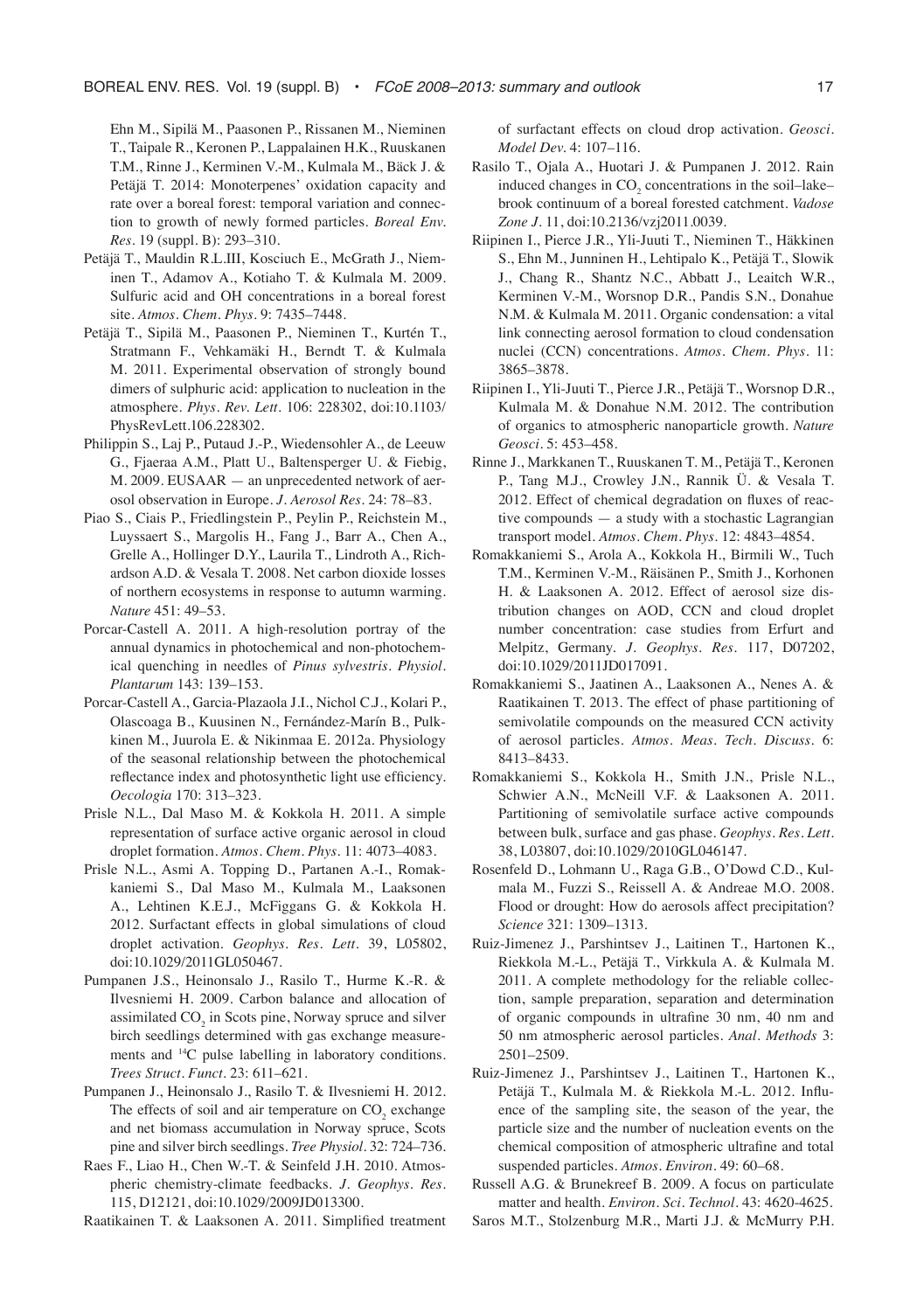Ehn M., Sipilä M., Paasonen P., Rissanen M., Nieminen T., Taipale R., Keronen P., Lappalainen H.K., Ruuskanen T.M., Rinne J., Kerminen V.-M., Kulmala M., Bäck J. & Petäjä T. 2014: Monoterpenes' oxidation capacity and rate over a boreal forest: temporal variation and connection to growth of newly formed particles. *Boreal Env. Res.* 19 (suppl. B): 293–310.

Petäjä T., Mauldin R.L.III, Kosciuch E., McGrath J., Nieminen T., Adamov A., Kotiaho T. & Kulmala M. 2009. Sulfuric acid and OH concentrations in a boreal forest site. *Atmos. Chem. Phys.* 9: 7435–7448.

Petäjä T., Sipilä M., Paasonen P., Nieminen T., Kurtén T., Stratmann F., Vehkamäki H., Berndt T. & Kulmala M. 2011. Experimental observation of strongly bound dimers of sulphuric acid: application to nucleation in the atmosphere. *Phys. Rev. Lett.* 106: 228302, doi:10.1103/PhysRevLett.106.228302.

Philippin S., Laj P., Putaud J.-P., Wiedensohler A., de Leeuw G., Fjaeraa A.M., Platt U., Baltensperger U. & Fiebig, M. 2009. EUSAAR — an unprecedented network of aerosol observation in Europe. *J. Aerosol Res.* 24: 78–83.

Piao S., Ciais P., Friedlingstein P., Peylin P., Reichstein M., Luyssaert S., Margolis H., Fang J., Barr A., Chen A., Grelle A., Hollinger D.Y., Laurila T., Lindroth A., Richardson A.D. & Vesala T. 2008. Net carbon dioxide losses of northern ecosystems in response to autumn warming. *Nature* 451: 49–53.

Porcar-Castell A. 2011. A high-resolution portray of the annual dynamics in photochemical and non-photochemical quenching in needles of *Pinus sylvestris*. *Physiol. Plantarum* 143: 139–153.

Porcar-Castell A., Garcia-Plazaola J.I., Nichol C.J., Kolari P., Olascoaga B., Kuusinen N., Fernández-Marín B., Pulkkinen M., Juurola E. & Nikinmaa E. 2012a. Physiology of the seasonal relationship between the photochemical reflectance index and photosynthetic light use efficiency. *Oecologia* 170: 313–323.

Prisle N.L., Dal Maso M. & Kokkola H. 2011. A simple representation of surface active organic aerosol in cloud droplet formation. *Atmos. Chem. Phys.* 11: 4073–4083.

Prisle N.L., Asmi A. Topping D., Partanen A.-I., Romakkaniemi S., Dal Maso M., Kulmala M., Laaksonen A., Lehtinen K.E.J., McFiggans G. & Kokkola H. 2012. Surfactant effects in global simulations of cloud droplet activation. *Geophys. Res. Lett.* 39, L05802, doi:10.1029/2011GL050467.

Pumpanen J.S., Heinonsalo J., Rasilo T., Hurme K.-R. & Ilvesniemi H. 2009. Carbon balance and allocation of assimilated $CO_2$ in Scots pine, Norway spruce and silver birch seedlings determined with gas exchange measurements and $^{14}C$ pulse labelling in laboratory conditions. *Trees Struct. Funct.* 23: 611–621.

Pumpanen J., Heinonsalo J., Rasilo T. & Ilvesniemi H. 2012. The effects of soil and air temperature on $CO_2$ exchange and net biomass accumulation in Norway spruce, Scots pine and silver birch seedlings. *Tree Physiol.* 32: 724–736.

Raes F., Liao H., Chen W.-T. & Seinfeld J.H. 2010. Atmospheric chemistry-climate feedbacks. *J. Geophys. Res.* 115, D12121, doi:10.1029/2009JD013300.

Raatikainen T. & Laaksonen A. 2011. Simplified treatment of surfactant effects on cloud drop activation. *Geosci. Model Dev.* 4: 107–116.

Rasilo T., Ojala A., Huotari J. & Pumpanen J. 2012. Rain induced changes in $CO_2$ concentrations in the soil–lake–brook continuum of a boreal forested catchment. *Vadose Zone J.* 11, doi:10.2136/vzj2011.0039.

Riipinen I., Pierce J.R., Yli-Juuti T., Nieminen T., Häkkinen S., Ehn M., Junninen H., Lehtipalo K., Petäjä T., Slowik J., Chang R., Shantz N.C., Abbatt J., Leaitch W.R., Kerminen V.-M., Worsnop D.R., Pandis S.N., Donahue N.M. & Kulmala M. 2011. Organic condensation: a vital link connecting aerosol formation to cloud condensation nuclei (CCN) concentrations. *Atmos. Chem. Phys.* 11: 3865–3878.

Riipinen I., Yli-Juuti T., Pierce J.R., Petäjä T., Worsnop D.R., Kulmala M. & Donahue N.M. 2012. The contribution of organics to atmospheric nanoparticle growth. *Nature Geosci.* 5: 453–458.

Rinne J., Markkanen T., Ruuskanen T. M., Petäjä T., Keronen P., Tang M.J., Crowley J.N., Rannik Ü. & Vesala T. 2012. Effect of chemical degradation on fluxes of reactive compounds — a study with a stochastic Lagrangian transport model. *Atmos. Chem. Phys.* 12: 4843–4854.

Romakkaniemi S., Arola A., Kokkola H., Birmili W., Tuch T.M., Kerminen V.-M., Räisänen P., Smith J., Korhonen H. & Laaksonen A. 2012. Effect of aerosol size distribution changes on AOD, CCN and cloud droplet number concentration: case studies from Erfurt and Melpitz, Germany. *J. Geophys. Res.* 117, D07202, doi:10.1029/2011JD017091.

Romakkaniemi S., Jaatinen A., Laaksonen A., Nenes A. & Raatikainen T. 2013. The effect of phase partitioning of semivolatile compounds on the measured CCN activity of aerosol particles. *Atmos. Meas. Tech. Discuss.* 6: 8413–8433.

Romakkaniemi S., Kokkola H., Smith J.N., Prisle N.L., Schwier A.N., McNeill V.F. & Laaksonen A. 2011. Partitioning of semivolatile surface active compounds between bulk, surface and gas phase. *Geophys. Res. Lett.* 38, L03807, doi:10.1029/2010GL046147.

Rosenfeld D., Lohmann U., Raga G.B., O'Dowd C.D., Kulmala M., Fuzzi S., Reissell A. & Andreae M.O. 2008. Flood or drought: How do aerosols affect precipitation? *Science* 321: 1309–1313.

Ruiz-Jimenez J., Parshintsev J., Laitinen T., Hartonen K., Riekkola M.-L., Petäjä T., Virkkula A. & Kulmala M. 2011. A complete methodology for the reliable collection, sample preparation, separation and determination of organic compounds in ultrafine 30 nm, 40 nm and 50 nm atmospheric aerosol particles. *Anal. Methods* 3: 2501–2509.

Ruiz-Jimenez J., Parshintsev J., Laitinen T., Hartonen K., Petäjä T., Kulmala M. & Riekkola M.-L. 2012. Influence of the sampling site, the season of the year, the particle size and the number of nucleation events on the chemical composition of atmospheric ultrafine and total suspended particles. *Atmos. Environ.* 49: 60–68.

Russell A.G. & Brunekreef B. 2009. A focus on particulate matter and health. *Environ. Sci. Technol.* 43: 4620-4625.

Saros M.T., Stolzenburg M.R., Marti J.J. & McMurry P.H.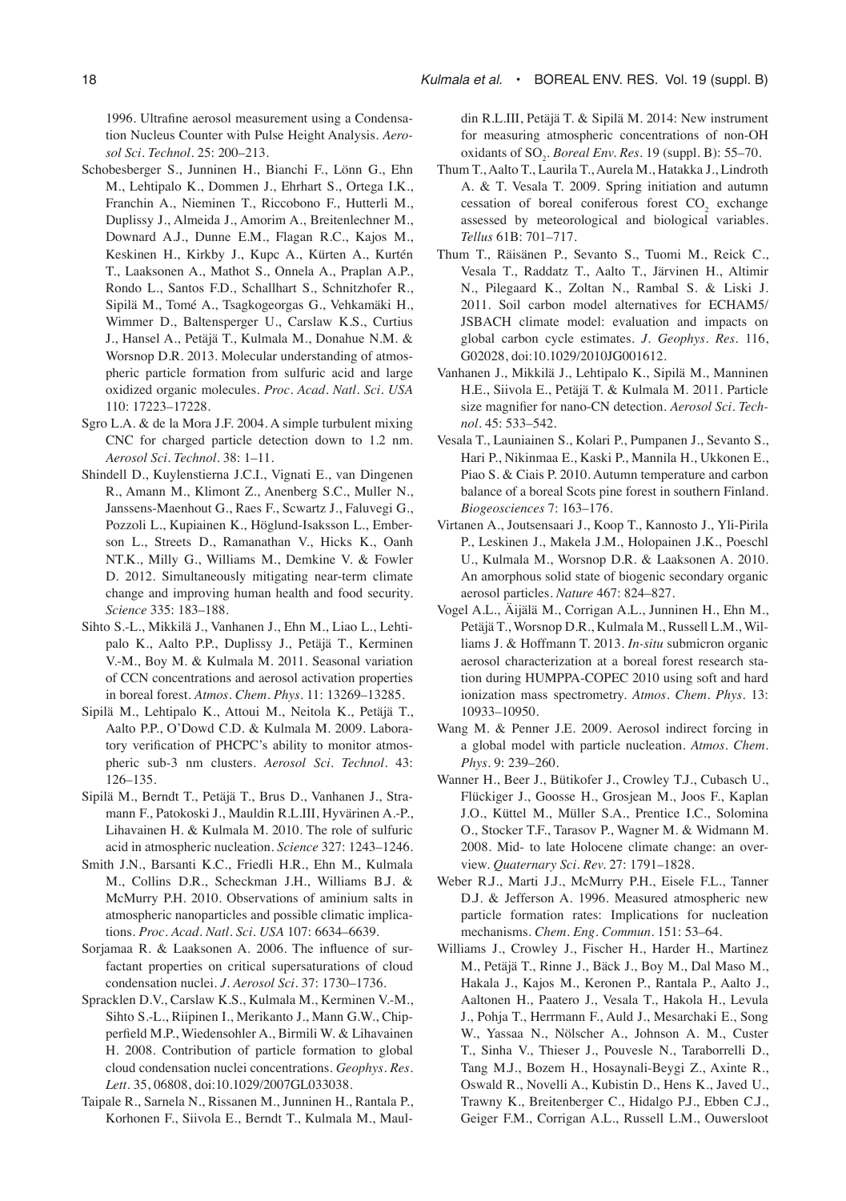1996. Ultrafine aerosol measurement using a Condensation Nucleus Counter with Pulse Height Analysis. *Aerosol Sci. Technol.* 25: 200–213.

Schobesberger S., Junninen H., Bianchi F., Lönn G., Ehn M., Lehtipalo K., Dommen J., Ehrhart S., Ortega I.K., Franchin A., Nieminen T., Riccobono F., Hutterli M., Duplissy J., Almeida J., Amorim A., Breitenlechner M., Downard A.J., Dunne E.M., Flagan R.C., Kajos M., Keskinen H., Kirkby J., Kupc A., Kürten A., Kurtén T., Laaksonen A., Mathot S., Onnela A., Praplan A.P., Rondo L., Santos F.D., Schallhart S., Schnitzhofer R., Sipilä M., Tomé A., Tsagkogeorgas G., Vehkamäki H., Wimmer D., Baltensperger U., Carslaw K.S., Curtius J., Hansel A., Petäjä T., Kulmala M., Donahue N.M. & Worsnop D.R. 2013. Molecular understanding of atmospheric particle formation from sulfuric acid and large oxidized organic molecules. *Proc. Acad. Natl. Sci. USA* 110: 17223–17228.

Sgro L.A. & de la Mora J.F. 2004. A simple turbulent mixing CNC for charged particle detection down to 1.2 nm. *Aerosol Sci. Technol.* 38: 1–11.

Shindell D., Kuylenstierna J.C.I., Vignati E., van Dingenen R., Amann M., Klimont Z., Anenberg S.C., Muller N., Janssens-Maenhout G., Raes F., Scwartz J., Faluvegi G., Pozzoli L., Kupiainen K., Höglund-Isaksson L., Emberson L., Streets D., Ramanathan V., Hicks K., Oanh NT.K., Milly G., Williams M., Demkine V. & Fowler D. 2012. Simultaneously mitigating near-term climate change and improving human health and food security. *Science* 335: 183–188.

Sihto S.-L., Mikkilä J., Vanhanen J., Ehn M., Liao L., Lehtipalo K., Aalto P.P., Duplissy J., Petäjä T., Kerminen V.-M., Boy M. & Kulmala M. 2011. Seasonal variation of CCN concentrations and aerosol activation properties in boreal forest. *Atmos. Chem. Phys.* 11: 13269–13285.

Sipilä M., Lehtipalo K., Attoui M., Neitola K., Petäjä T., Aalto P.P., O'Dowd C.D. & Kulmala M. 2009. Laboratory verification of PHCPC's ability to monitor atmospheric sub-3 nm clusters. *Aerosol Sci. Technol.* 43: 126–135.

Sipilä M., Berndt T., Petäjä T., Brus D., Vanhanen J., Stramann F., Patokoski J., Mauldin R.L.III, Hyvärinen A.-P., Lihavainen H. & Kulmala M. 2010. The role of sulfuric acid in atmospheric nucleation. *Science* 327: 1243–1246.

Smith J.N., Barsanti K.C., Friedli H.R., Ehn M., Kulmala M., Collins D.R., Scheckman J.H., Williams B.J. & McMurry P.H. 2010. Observations of aminium salts in atmospheric nanoparticles and possible climatic implications. *Proc. Acad. Natl. Sci. USA* 107: 6634–6639.

Sorjamaa R. & Laaksonen A. 2006. The influence of surfactant properties on critical supersaturations of cloud condensation nuclei. *J. Aerosol Sci.* 37: 1730–1736.

Spracklen D.V., Carslaw K.S., Kulmala M., Kerminen V.-M., Sihto S.-L., Riipinen I., Merikanto J., Mann G.W., Chipperfield M.P., Wiedensohler A., Birmili W. & Lihavainen H. 2008. Contribution of particle formation to global cloud condensation nuclei concentrations. *Geophys. Res. Lett.* 35, 06808, doi:10.1029/2007GL033038.

Taipale R., Sarnela N., Rissanen M., Junninen H., Rantala P., Korhonen F., Siivola E., Berndt T., Kulmala M., Mauldin R.L.III, Petäjä T. & Sipilä M. 2014: New instrument for measuring atmospheric concentrations of non-OH oxidants of $SO_2$. *Boreal Env. Res.* 19 (suppl. B): 55–70.

Thum T., Aalto T., Laurila T., Aurela M., Hatakka J., Lindroth A. & T. Vesala T. 2009. Spring initiation and autumn cessation of boreal coniferous forest $CO_2$ exchange assessed by meteorological and biological variables. *Tellus* 61B: 701–717.

Thum T., Räisänen P., Sevanto S., Tuomi M., Reick C., Vesala T., Raddatz T., Aalto T., Järvinen H., Altimir N., Pilegaard K., Zoltan N., Rambal S. & Liski J. 2011. Soil carbon model alternatives for ECHAM5/JSBACH climate model: evaluation and impacts on global carbon cycle estimates. *J. Geophys. Res.* 116, G02028, doi:10.1029/2010JG001612.

Vanhanen J., Mikkilä J., Lehtipalo K., Sipilä M., Manninen H.E., Siivola E., Petäjä T. & Kulmala M. 2011. Particle size magnifier for nano-CN detection. *Aerosol Sci. Technol.* 45: 533–542.

Vesala T., Launiainen S., Kolari P., Pumpanen J., Sevanto S., Hari P., Nikinmaa E., Kaski P., Mannila H., Ukkonen E., Piao S. & Ciais P. 2010. Autumn temperature and carbon balance of a boreal Scots pine forest in southern Finland. *Biogeosciences* 7: 163–176.

Virtanen A., Joutsensaari J., Koop T., Kannosto J., Yli-Pirila P., Leskinen J., Makela J.M., Holopainen J.K., Poeschl U., Kulmala M., Worsnop D.R. & Laaksonen A. 2010. An amorphous solid state of biogenic secondary organic aerosol particles. *Nature* 467: 824–827.

Vogel A.L., Äijälä M., Corrigan A.L., Junninen H., Ehn M., Petäjä T., Worsnop D.R., Kulmala M., Russell L.M., Williams J. & Hoffmann T. 2013. *In-situ* submicron organic aerosol characterization at a boreal forest research station during HUMPPA-COPEC 2010 using soft and hard ionization mass spectrometry. *Atmos. Chem. Phys.* 13: 10933–10950.

Wang M. & Penner J.E. 2009. Aerosol indirect forcing in a global model with particle nucleation. *Atmos. Chem. Phys.* 9: 239–260.

Wanner H., Beer J., Bütikofer J., Crowley T.J., Cubasch U., Flückiger J., Goosse H., Grosjean M., Joos F., Kaplan J.O., Küttel M., Müller S.A., Prentice I.C., Solomina O., Stocker T.F., Tarasov P., Wagner M. & Widmann M. 2008. Mid- to late Holocene climate change: an overview. *Quaternary Sci. Rev.* 27: 1791–1828.

Weber R.J., Marti J.J., McMurry P.H., Eisele F.L., Tanner D.J. & Jefferson A. 1996. Measured atmospheric new particle formation rates: Implications for nucleation mechanisms. *Chem. Eng. Commun.* 151: 53–64.

Williams J., Crowley J., Fischer H., Harder H., Martinez M., Petäjä T., Rinne J., Bäck J., Boy M., Dal Maso M., Hakala J., Kajos M., Keronen P., Rantala P., Aalto J., Aaltonen H., Paatero J., Vesala T., Hakola H., Levula J., Pohja T., Herrmann F., Auld J., Mesarchaki E., Song W., Yassaa N., Nölscher A., Johnson A. M., Custer T., Sinha V., Thieser J., Pouvesle N., Taraborrelli D., Tang M.J., Bozem H., Hosaynali-Beygi Z., Axinte R., Oswald R., Novelli A., Kubistin D., Hens K., Javed U., Trawny K., Breitenberger C., Hidalgo P.J., Ebben C.J., Geiger F.M., Corrigan A.L., Russell L.M., Ouwersloot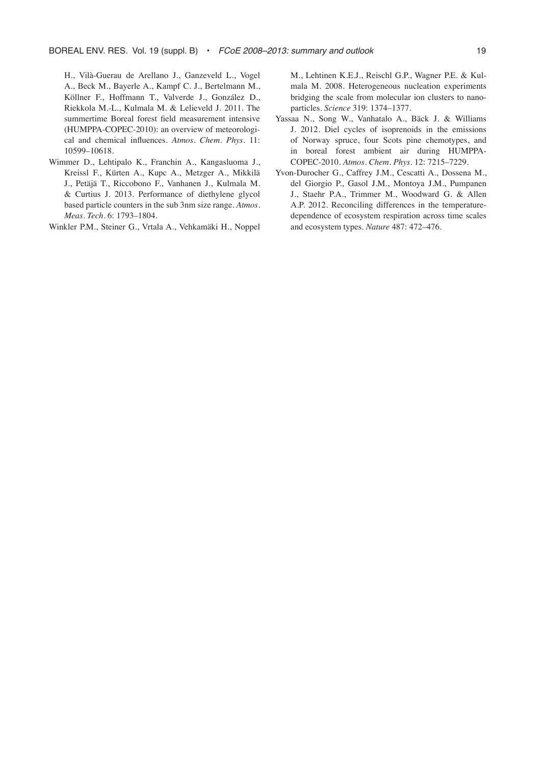H., Vilà-Guerau de Arellano J., Ganzeveld L., Vogel A., Beck M., Bayerle A., Kampf C. J., Bertelmann M., Köllner F., Hoffmann T., Valverde J., González D., Riekkola M.-L., Kulmala M. & Lelieveld J. 2011. The summertime Boreal forest field measurement intensive (HUMPPA-COPEC-2010): an overview of meteorological and chemical influences. *Atmos. Chem. Phys.* 11: 10599–10618.

Wimmer D., Lehtipalo K., Franchin A., Kangasluoma J., Kreissl F., Kürten A., Kupc A., Metzger A., Mikkilä J., Petäjä T., Riccobono F., Vanhanen J., Kulmala M. & Curtius J. 2013. Performance of diethylene glycol based particle counters in the sub 3nm size range. *Atmos. Meas. Tech.* 6: 1793–1804.

Winkler P.M., Steiner G., Vrtala A., Vehkamäki H., Noppel M., Lehtinen K.E.J., Reischl G.P., Wagner P.E. & Kulmala M. 2008. Heterogeneous nucleation experiments bridging the scale from molecular ion clusters to nanoparticles. *Science* 319: 1374–1377.

Yassaa N., Song W., Vanhatalo A., Bäck J. & Williams J. 2012. Diel cycles of isoprenoids in the emissions of Norway spruce, four Scots pine chemotypes, and in boreal forest ambient air during HUMPPA-COPEC-2010. *Atmos. Chem. Phys.* 12: 7215–7229.

Yvon-Durocher G., Caffrey J.M., Cescatti A., Dossena M., del Giorgio P., Gasol J.M., Montoya J.M., Pumpanen J., Staehr P.A., Trimmer M., Woodward G. & Allen A.P. 2012. Reconciling differences in the temperature-dependence of ecosystem respiration across time scales and ecosystem types. *Nature* 487: 472–476.